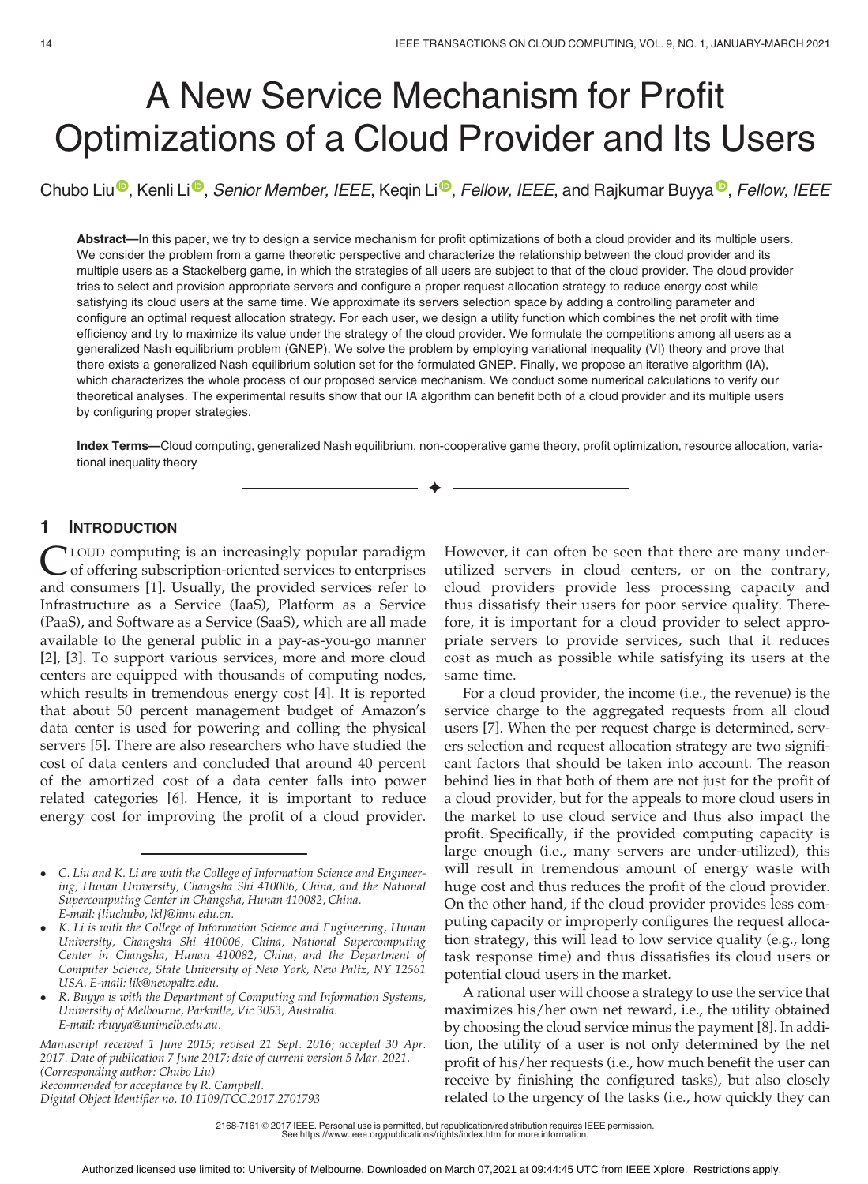# A New Service Mechanism for Profit Optimizations of a Cloud Provider and Its Users

Chubo Liu, Kenli Li, *Senior Member, IEEE*, Keqin Li, *Fellow, IEEE*, and Rajkumar Buyya, *Fellow, IEEE*

**Abstract**—In this paper, we try to design a service mechanism for profit optimizations of both a cloud provider and its multiple users. We consider the problem from a game theoretic perspective and characterize the relationship between the cloud provider and its multiple users as a Stackelberg game, in which the strategies of all users are subject to that of the cloud provider. The cloud provider tries to select and provision appropriate servers and configure a proper request allocation strategy to reduce energy cost while satisfying its cloud users at the same time. We approximate its servers selection space by adding a controlling parameter and configure an optimal request allocation strategy. For each user, we design a utility function which combines the net profit with time efficiency and try to maximize its value under the strategy of the cloud provider. We formulate the competitions among all users as a generalized Nash equilibrium problem (GNEP). We solve the problem by employing variational inequality (VI) theory and prove that there exists a generalized Nash equilibrium solution set for the formulated GNEP. Finally, we propose an iterative algorithm (IA), which characterizes the whole process of our proposed service mechanism. We conduct some numerical calculations to verify our theoretical analyses. The experimental results show that our IA algorithm can benefit both of a cloud provider and its multiple users by configuring proper strategies.

**Index Terms**—Cloud computing, generalized Nash equilibrium, non-cooperative game theory, profit optimization, resource allocation, variational inequality theory

## 1 Introduction

Cloud computing is an increasingly popular paradigm of offering subscription-oriented services to enterprises and consumers [1]. Usually, the provided services refer to Infrastructure as a Service (IaaS), Platform as a Service (PaaS), and Software as a Service (SaaS), which are all made available to the general public in a pay-as-you-go manner [2], [3]. To support various services, more and more cloud centers are equipped with thousands of computing nodes, which results in tremendous energy cost [4]. It is reported that about 50 percent management budget of Amazon's data center is used for powering and colling the physical servers [5]. There are also researchers who have studied the cost of data centers and concluded that around 40 percent of the amortized cost of a data center falls into power related categories [6]. Hence, it is important to reduce energy cost for improving the profit of a cloud provider. However, it can often be seen that there are many under-utilized servers in cloud centers, or on the contrary, cloud providers provide less processing capacity and thus dissatisfy their users for poor service quality. Therefore, it is important for a cloud provider to select appropriate servers to provide services, such that it reduces cost as much as possible while satisfying its users at the same time.

For a cloud provider, the income (i.e., the revenue) is the service charge to the aggregated requests from all cloud users [7]. When the per request charge is determined, servers selection and request allocation strategy are two significant factors that should be taken into account. The reason behind lies in that both of them are not just for the profit of a cloud provider, but for the appeals to more cloud users in the market to use cloud service and thus also impact the profit. Specifically, if the provided computing capacity is large enough (i.e., many servers are under-utilized), this will result in tremendous amount of energy waste with huge cost and thus reduces the profit of the cloud provider. On the other hand, if the cloud provider provides less computing capacity or improperly configures the request allocation strategy, this will lead to low service quality (e.g., long task response time) and thus dissatisfies its cloud users or potential cloud users in the market.

A rational user will choose a strategy to use the service that maximizes his/her own net reward, i.e., the utility obtained by choosing the cloud service minus the payment [8]. In addition, the utility of a user is not only determined by the net profit of his/her requests (i.e., how much benefit the user can receive by finishing the configured tasks), but also closely related to the urgency of the tasks (i.e., how quickly they can

- *C. Liu and K. Li are with the College of Information Science and Engineering, Hunan University, Changsha Shi 410006, China, and the National Supercomputing Center in Changsha, Hunan 410082, China. E-mail: {liuchubo, lkl}@hnu.edu.cn.*
- *K. Li is with the College of Information Science and Engineering, Hunan University, Changsha Shi 410006, China, National Supercomputing Center in Changsha, Hunan 410082, China, and the Department of Computer Science, State University of New York, New Paltz, NY 12561 USA. E-mail: lik@newpaltz.edu.*
- *R. Buyya is with the Department of Computing and Information Systems, University of Melbourne, Parkville, Vic 3053, Australia. E-mail: rbuyya@unimelb.edu.au.*

*Manuscript received 1 June 2015; revised 21 Sept. 2016; accepted 30 Apr. 2017. Date of publication 7 June 2017; date of current version 5 Mar. 2021. (Corresponding author: Chubo Liu) Recommended for acceptance by R. Campbell. Digital Object Identifier no. 10.1109/TCC.2017.2701793*

2168-7161 © 2017 IEEE. Personal use is permitted, but republication/redistribution requires IEEE permission. See https://www.ieee.org/publications/rights/index.html for more information.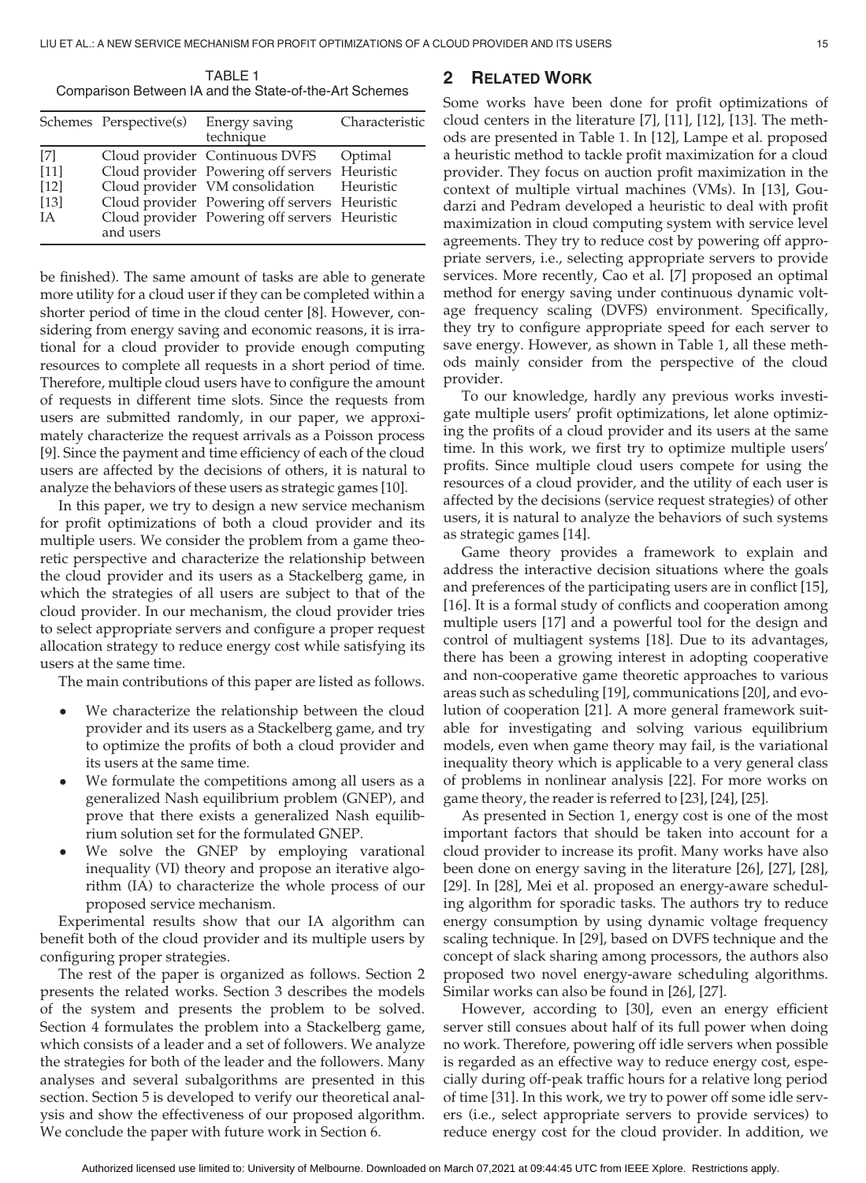TABLE 1
Comparison Between IA and the State-of-the-Art Schemes

| Schemes | Perspective(s) | Energy saving technique | Characteristic |
|---|---|---|---|
| [7] | Cloud provider | Continuous DVFS | Optimal |
| [11] | Cloud provider | Powering off servers | Heuristic |
| [12] | Cloud provider | VM consolidation | Heuristic |
| [13] | Cloud provider | Powering off servers | Heuristic |
| IA | Cloud provider and users | Powering off servers | Heuristic |

be finished). The same amount of tasks are able to generate more utility for a cloud user if they can be completed within a shorter period of time in the cloud center [8]. However, considering from energy saving and economic reasons, it is irrational for a cloud provider to provide enough computing resources to complete all requests in a short period of time. Therefore, multiple cloud users have to configure the amount of requests in different time slots. Since the requests from users are submitted randomly, in our paper, we approximately characterize the request arrivals as a Poisson process [9]. Since the payment and time efficiency of each of the cloud users are affected by the decisions of others, it is natural to analyze the behaviors of these users as strategic games [10].

In this paper, we try to design a new service mechanism for profit optimizations of both a cloud provider and its multiple users. We consider the problem from a game theoretic perspective and characterize the relationship between the cloud provider and its users as a Stackelberg game, in which the strategies of all users are subject to that of the cloud provider. In our mechanism, the cloud provider tries to select appropriate servers and configure a proper request allocation strategy to reduce energy cost while satisfying its users at the same time.

The main contributions of this paper are listed as follows.

- We characterize the relationship between the cloud provider and its users as a Stackelberg game, and try to optimize the profits of both a cloud provider and its users at the same time.
- We formulate the competitions among all users as a generalized Nash equilibrium problem (GNEP), and prove that there exists a generalized Nash equilibrium solution set for the formulated GNEP.
- We solve the GNEP by employing varational inequality (VI) theory and propose an iterative algorithm (IA) to characterize the whole process of our proposed service mechanism.

Experimental results show that our IA algorithm can benefit both of the cloud provider and its multiple users by configuring proper strategies.

The rest of the paper is organized as follows. Section 2 presents the related works. Section 3 describes the models of the system and presents the problem to be solved. Section 4 formulates the problem into a Stackelberg game, which consists of a leader and a set of followers. We analyze the strategies for both of the leader and the followers. Many analyses and several subalgorithms are presented in this section. Section 5 is developed to verify our theoretical analysis and show the effectiveness of our proposed algorithm. We conclude the paper with future work in Section 6.

## 2 Related Work

Some works have been done for profit optimizations of cloud centers in the literature [7], [11], [12], [13]. The methods are presented in Table 1. In [12], Lampe et al. proposed a heuristic method to tackle profit maximization for a cloud provider. They focus on auction profit maximization in the context of multiple virtual machines (VMs). In [13], Goudarzi and Pedram developed a heuristic to deal with profit maximization in cloud computing system with service level agreements. They try to reduce cost by powering off appropriate servers, i.e., selecting appropriate servers to provide services. More recently, Cao et al. [7] proposed an optimal method for energy saving under continuous dynamic voltage frequency scaling (DVFS) environment. Specifically, they try to configure appropriate speed for each server to save energy. However, as shown in Table 1, all these methods mainly consider from the perspective of the cloud provider.

To our knowledge, hardly any previous works investigate multiple users' profit optimizations, let alone optimizing the profits of a cloud provider and its users at the same time. In this work, we first try to optimize multiple users' profits. Since multiple cloud users compete for using the resources of a cloud provider, and the utility of each user is affected by the decisions (service request strategies) of other users, it is natural to analyze the behaviors of such systems as strategic games [14].

Game theory provides a framework to explain and address the interactive decision situations where the goals and preferences of the participating users are in conflict [15], [16]. It is a formal study of conflicts and cooperation among multiple users [17] and a powerful tool for the design and control of multiagent systems [18]. Due to its advantages, there has been a growing interest in adopting cooperative and non-cooperative game theoretic approaches to various areas such as scheduling [19], communications [20], and evolution of cooperation [21]. A more general framework suitable for investigating and solving various equilibrium models, even when game theory may fail, is the variational inequality theory which is applicable to a very general class of problems in nonlinear analysis [22]. For more works on game theory, the reader is referred to [23], [24], [25].

As presented in Section 1, energy cost is one of the most important factors that should be taken into account for a cloud provider to increase its profit. Many works have also been done on energy saving in the literature [26], [27], [28], [29]. In [28], Mei et al. proposed an energy-aware scheduling algorithm for sporadic tasks. The authors try to reduce energy consumption by using dynamic voltage frequency scaling technique. In [29], based on DVFS technique and the concept of slack sharing among processors, the authors also proposed two novel energy-aware scheduling algorithms. Similar works can also be found in [26], [27].

However, according to [30], even an energy efficient server still consues about half of its full power when doing no work. Therefore, powering off idle servers when possible is regarded as an effective way to reduce energy cost, especially during off-peak traffic hours for a relative long period of time [31]. In this work, we try to power off some idle servers (i.e., select appropriate servers to provide services) to reduce energy cost for the cloud provider. In addition, we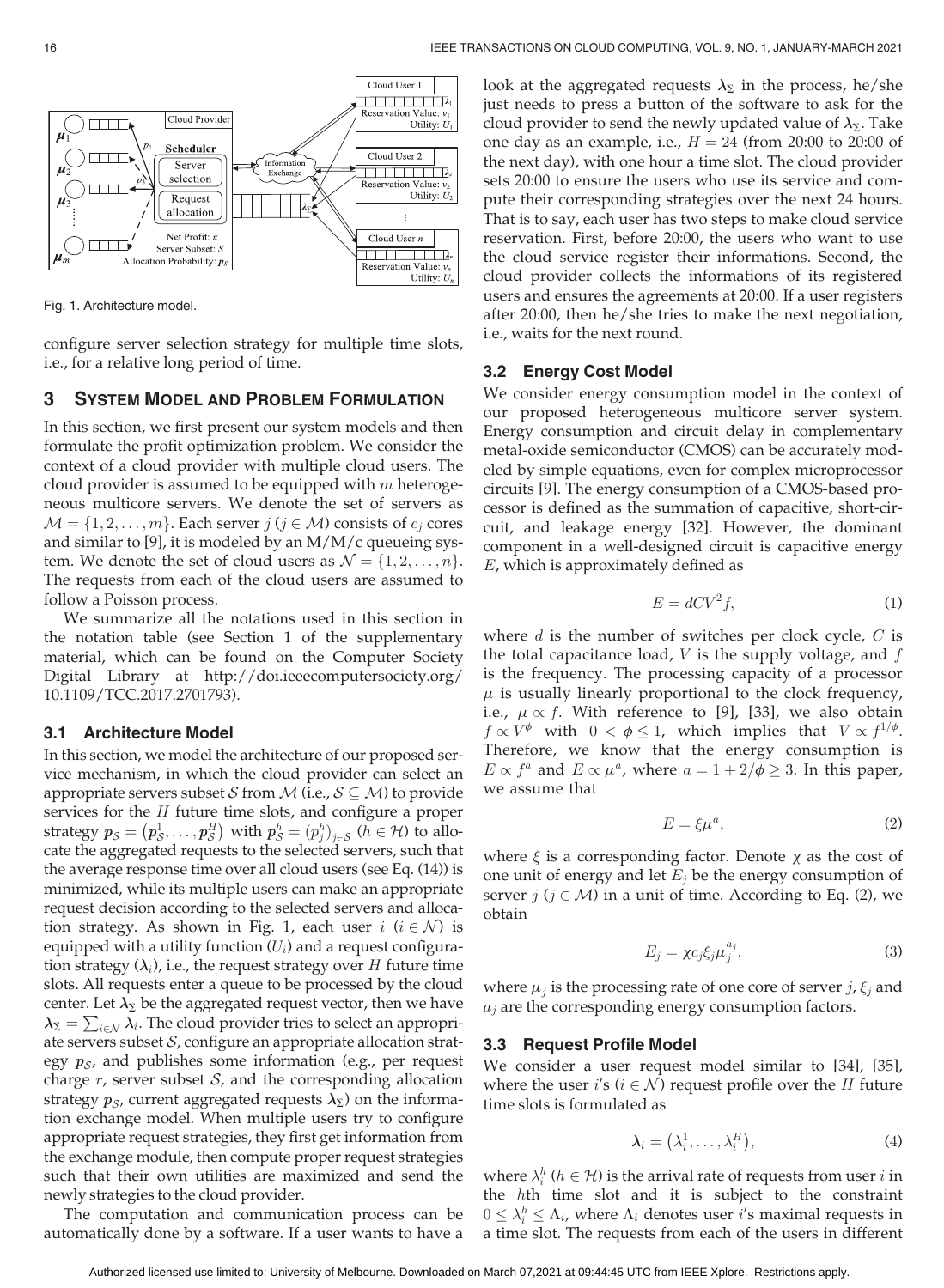Fig. 1. Architecture model.

configure server selection strategy for multiple time slots, i.e., for a relative long period of time.

## 3 System Model and Problem Formulation

In this section, we first present our system models and then formulate the profit optimization problem. We consider the context of a cloud provider with multiple cloud users. The cloud provider is assumed to be equipped with $m$ heterogeneous multicore servers. We denote the set of servers as $\mathcal{M} = \{1, 2, \ldots, m\}$. Each server $j$ ($j \in \mathcal{M}$) consists of $c_j$ cores and similar to [9], it is modeled by an M/M/c queueing system. We denote the set of cloud users as $\mathcal{N} = \{1, 2, \ldots, n\}$. The requests from each of the cloud users are assumed to follow a Poisson process.

We summarize all the notations used in this section in the notation table (see Section 1 of the supplementary material, which can be found on the Computer Society Digital Library at http://doi.ieeecomputersociety.org/10.1109/TCC.2017.2701793).

### 3.1 Architecture Model

In this section, we model the architecture of our proposed service mechanism, in which the cloud provider can select an appropriate servers subset $\mathcal{S}$ from $\mathcal{M}$ (i.e., $\mathcal{S} \subseteq \mathcal{M}$) to provide services for the $H$ future time slots, and configure a proper strategy $\boldsymbol{p}_{\mathcal{S}} = (\boldsymbol{p}_{\mathcal{S}}^1, \ldots, \boldsymbol{p}_{\mathcal{S}}^H)$ with $\boldsymbol{p}_{\mathcal{S}}^h = (p_j^h)_{j \in \mathcal{S}}$ ($h \in \mathcal{H}$) to allocate the aggregated requests to the selected servers, such that the average response time over all cloud users (see Eq. (14)) is minimized, while its multiple users can make an appropriate request decision according to the selected servers and allocation strategy. As shown in Fig. 1, each user $i$ ($i \in \mathcal{N}$) is equipped with a utility function ($U_i$) and a request configuration strategy ($\boldsymbol{\lambda}_i$), i.e., the request strategy over $H$ future time slots. All requests enter a queue to be processed by the cloud center. Let $\boldsymbol{\lambda}_\Sigma$ be the aggregated request vector, then we have $\boldsymbol{\lambda}_\Sigma = \sum_{i \in \mathcal{N}} \boldsymbol{\lambda}_i$. The cloud provider tries to select an appropriate servers subset $\mathcal{S}$, configure an appropriate allocation strategy $\boldsymbol{p}_{\mathcal{S}}$, and publishes some information (e.g., per request charge $r$, server subset $\mathcal{S}$, and the corresponding allocation strategy $\boldsymbol{p}_{\mathcal{S}}$, current aggregated requests $\boldsymbol{\lambda}_\Sigma$) on the information exchange model. When multiple users try to configure appropriate request strategies, they first get information from the exchange module, then compute proper request strategies such that their own utilities are maximized and send the newly strategies to the cloud provider.

The computation and communication process can be automatically done by a software. If a user wants to have a look at the aggregated requests $\boldsymbol{\lambda}_\Sigma$ in the process, he/she just needs to press a button of the software to ask for the cloud provider to send the newly updated value of $\boldsymbol{\lambda}_\Sigma$. Take one day as an example, i.e., $H = 24$ (from 20:00 to 20:00 of the next day), with one hour a time slot. The cloud provider sets 20:00 to ensure the users who use its service and compute their corresponding strategies over the next 24 hours. That is to say, each user has two steps to make cloud service reservation. First, before 20:00, the users who want to use the cloud service register their informations. Second, the cloud provider collects the informations of its registered users and ensures the agreements at 20:00. If a user registers after 20:00, then he/she tries to make the next negotiation, i.e., waits for the next round.

### 3.2 Energy Cost Model

We consider energy consumption model in the context of our proposed heterogeneous multicore server system. Energy consumption and circuit delay in complementary metal-oxide semiconductor (CMOS) can be accurately modeled by simple equations, even for complex microprocessor circuits [9]. The energy consumption of a CMOS-based processor is defined as the summation of capacitive, short-circuit, and leakage energy [32]. However, the dominant component in a well-designed circuit is capacitive energy $E$, which is approximately defined as

$$E = dCV^2 f, \tag{1}$$

where $d$ is the number of switches per clock cycle, $C$ is the total capacitance load, $V$ is the supply voltage, and $f$ is the frequency. The processing capacity of a processor $\mu$ is usually linearly proportional to the clock frequency, i.e., $\mu \propto f$. With reference to [9], [33], we also obtain $f \propto V^\phi$ with $0 < \phi \leq 1$, which implies that $V \propto f^{1/\phi}$. Therefore, we know that the energy consumption is $E \propto f^a$ and $E \propto \mu^a$, where $a = 1 + 2/\phi \geq 3$. In this paper, we assume that

$$E = \xi \mu^a, \tag{2}$$

where $\xi$ is a corresponding factor. Denote $\chi$ as the cost of one unit of energy and let $E_j$ be the energy consumption of server $j$ ($j \in \mathcal{M}$) in a unit of time. According to Eq. (2), we obtain

$$E_j = \chi c_j \xi_j \mu_j^{a_j}, \tag{3}$$

where $\mu_j$ is the processing rate of one core of server $j$, $\xi_j$ and $a_j$ are the corresponding energy consumption factors.

### 3.3 Request Profile Model

We consider a user request model similar to [34], [35], where the user $i$'s ($i \in \mathcal{N}$) request profile over the $H$ future time slots is formulated as

$$\boldsymbol{\lambda}_i = (\lambda_i^1, \ldots, \lambda_i^H), \tag{4}$$

where $\lambda_i^h$ ($h \in \mathcal{H}$) is the arrival rate of requests from user $i$ in the $h$th time slot and it is subject to the constraint $0 \leq \lambda_i^h \leq \Lambda_i$, where $\Lambda_i$ denotes user $i$'s maximal requests in a time slot. The requests from each of the users in different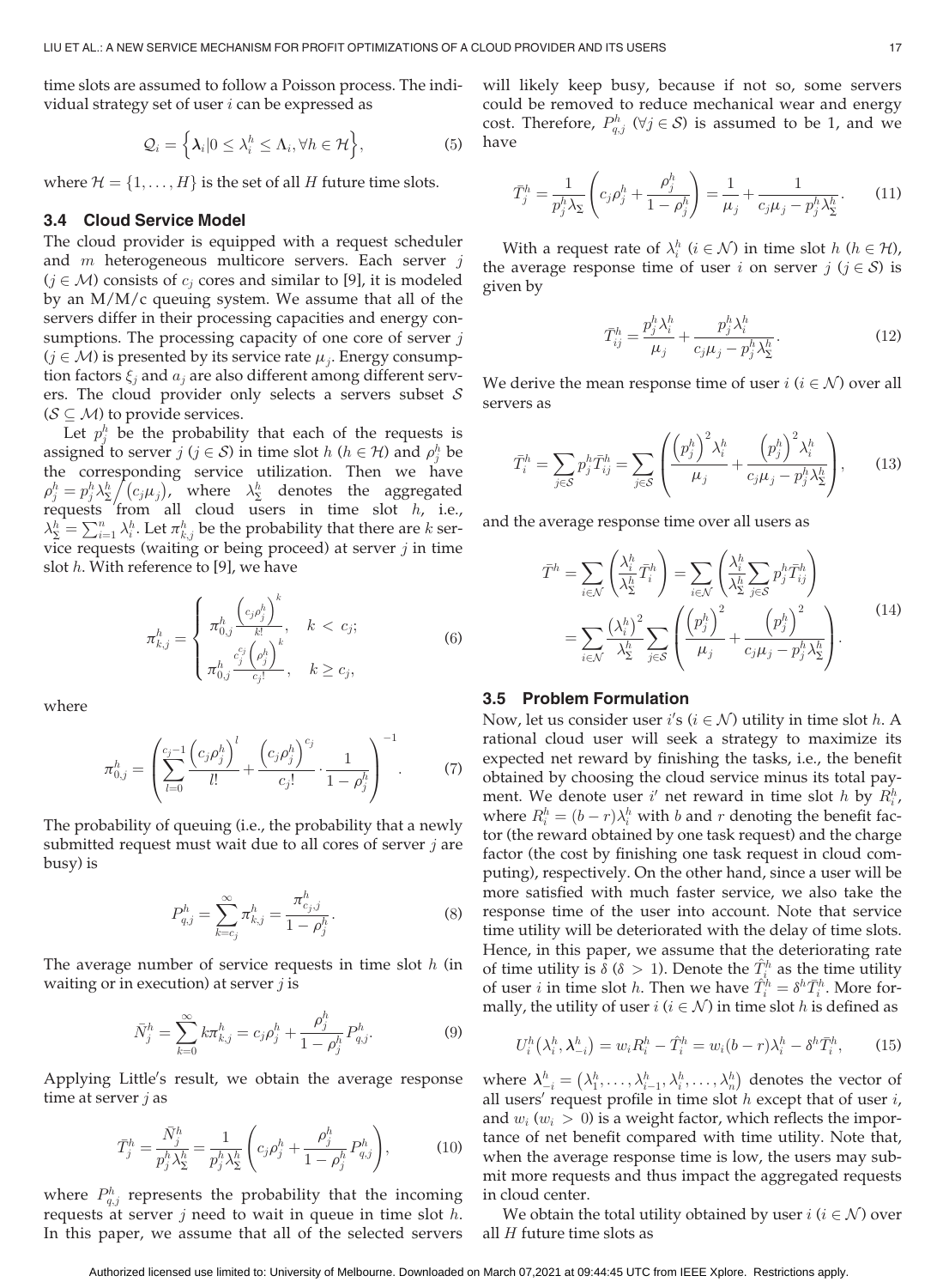time slots are assumed to follow a Poisson process. The individual strategy set of user $i$ can be expressed as

$$\mathcal{Q}_i = \left\{ \boldsymbol{\lambda}_i | 0 \leq \lambda_i^h \leq \Lambda_i, \forall h \in \mathcal{H} \right\}, \tag{5}$$

where $\mathcal{H} = \{1, \ldots, H\}$ is the set of all $H$ future time slots.

### 3.4 Cloud Service Model

The cloud provider is equipped with a request scheduler and $m$ heterogeneous multicore servers. Each server $j$ ($j \in \mathcal{M}$) consists of $c_j$ cores and similar to [9], it is modeled by an M/M/c queuing system. We assume that all of the servers differ in their processing capacities and energy consumptions. The processing capacity of one core of server $j$ ($j \in \mathcal{M}$) is presented by its service rate $\mu_j$. Energy consumption factors $\xi_j$ and $a_j$ are also different among different servers. The cloud provider only selects a servers subset $\mathcal{S}$ ($\mathcal{S} \subseteq \mathcal{M}$) to provide services.

Let $p_j^h$ be the probability that each of the requests is assigned to server $j$ ($j \in \mathcal{S}$) in time slot $h$ ($h \in \mathcal{H}$) and $\rho_j^h$ be the corresponding service utilization. Then we have $\rho_j^h = p_j^h \lambda_\Sigma^h \big/ (c_j \mu_j)$, where $\lambda_\Sigma^h$ denotes the aggregated requests from all cloud users in time slot $h$, i.e., $\lambda_\Sigma^h = \sum_{i=1}^n \lambda_i^h$. Let $\pi_{k,j}^h$ be the probability that there are $k$ service requests (waiting or being proceed) at server $j$ in time slot $h$. With reference to [9], we have

$$\pi_{k,j}^h = \begin{cases} \pi_{0,j}^h \dfrac{\left(c_j \rho_j^h\right)^k}{k!}, & k < c_j; \\ \pi_{0,j}^h \dfrac{c_j^{c_j} \left(\rho_j^h\right)^k}{c_j!}, & k \geq c_j, \end{cases} \tag{6}$$

where

$$\pi_{0,j}^h = \left( \sum_{l=0}^{c_j - 1} \frac{\left(c_j \rho_j^h\right)^l}{l!} + \frac{\left(c_j \rho_j^h\right)^{c_j}}{c_j!} \cdot \frac{1}{1 - \rho_j^h} \right)^{-1}. \tag{7}$$

The probability of queuing (i.e., the probability that a newly submitted request must wait due to all cores of server $j$ are busy) is

$$P_{q,j}^h = \sum_{k=c_j}^{\infty} \pi_{k,j}^h = \frac{\pi_{c_j,j}^h}{1 - \rho_j^h}. \tag{8}$$

The average number of service requests in time slot $h$ (in waiting or in execution) at server $j$ is

$$\bar{N}_j^h = \sum_{k=0}^{\infty} k \pi_{k,j}^h = c_j \rho_j^h + \frac{\rho_j^h}{1 - \rho_j^h} P_{q,j}^h. \tag{9}$$

Applying Little's result, we obtain the average response time at server $j$ as

$$\bar{T}_j^h = \frac{\bar{N}_j^h}{p_j^h \lambda_\Sigma^h} = \frac{1}{p_j^h \lambda_\Sigma^h} \left( c_j \rho_j^h + \frac{\rho_j^h}{1 - \rho_j^h} P_{q,j}^h \right), \tag{10}$$

where $P_{q,j}^h$ represents the probability that the incoming requests at server $j$ need to wait in queue in time slot $h$. In this paper, we assume that all of the selected servers will likely keep busy, because if not so, some servers could be removed to reduce mechanical wear and energy cost. Therefore, $P_{q,j}^h$ ($\forall j \in \mathcal{S}$) is assumed to be 1, and we have

$$\bar{T}_j^h = \frac{1}{p_j^h \lambda_\Sigma} \left( c_j \rho_j^h + \frac{\rho_j^h}{1 - \rho_j^h} \right) = \frac{1}{\mu_j} + \frac{1}{c_j \mu_j - p_j^h \lambda_\Sigma^h}. \tag{11}$$

With a request rate of $\lambda_i^h$ ($i \in \mathcal{N}$) in time slot $h$ ($h \in \mathcal{H}$), the average response time of user $i$ on server $j$ ($j \in \mathcal{S}$) is given by

$$\bar{T}_{ij}^h = \frac{p_j^h \lambda_i^h}{\mu_j} + \frac{p_j^h \lambda_i^h}{c_j \mu_j - p_j^h \lambda_\Sigma^h}. \tag{12}$$

We derive the mean response time of user $i$ ($i \in \mathcal{N}$) over all servers as

$$\bar{T}_i^h = \sum_{j \in \mathcal{S}} p_j^h \bar{T}_{ij}^h = \sum_{j \in \mathcal{S}} \left( \frac{\left(p_j^h\right)^2 \lambda_i^h}{\mu_j} + \frac{\left(p_j^h\right)^2 \lambda_i^h}{c_j \mu_j - p_j^h \lambda_\Sigma^h} \right), \tag{13}$$

and the average response time over all users as

$$\begin{aligned} \bar{T}^h &= \sum_{i \in \mathcal{N}} \left( \frac{\lambda_i^h}{\lambda_\Sigma^h} \bar{T}_i^h \right) = \sum_{i \in \mathcal{N}} \left( \frac{\lambda_i^h}{\lambda_\Sigma^h} \sum_{j \in \mathcal{S}} p_j^h \bar{T}_{ij}^h \right) \\ &= \sum_{i \in \mathcal{N}} \frac{\left(\lambda_i^h\right)^2}{\lambda_\Sigma^h} \sum_{j \in \mathcal{S}} \left( \frac{\left(p_j^h\right)^2}{\mu_j} + \frac{\left(p_j^h\right)^2}{c_j \mu_j - p_j^h \lambda_\Sigma^h} \right). \end{aligned} \tag{14}$$

### 3.5 Problem Formulation

Now, let us consider user $i$'s ($i \in \mathcal{N}$) utility in time slot $h$. A rational cloud user will seek a strategy to maximize its expected net reward by finishing the tasks, i.e., the benefit obtained by choosing the cloud service minus its total payment. We denote user $i'$ net reward in time slot $h$ by $R_i^h$, where $R_i^h = (b - r)\lambda_i^h$ with $b$ and $r$ denoting the benefit factor (the reward obtained by one task request) and the charge factor (the cost by finishing one task request in cloud computing), respectively. On the other hand, since a user will be more satisfied with much faster service, we also take the response time of the user into account. Note that service time utility will be deteriorated with the delay of time slots. Hence, in this paper, we assume that the deteriorating rate of time utility is $\delta$ ($\delta > 1$). Denote the $\hat{T}_i^h$ as the time utility of user $i$ in time slot $h$. Then we have $\hat{T}_i^h = \delta^h \bar{T}_i^h$. More formally, the utility of user $i$ ($i \in \mathcal{N}$) in time slot $h$ is defined as

$$U_i^h\left(\lambda_i^h, \boldsymbol{\lambda}_{-i}^h\right) = w_i R_i^h - \hat{T}_i^h = w_i (b - r) \lambda_i^h - \delta^h \bar{T}_i^h, \tag{15}$$

where $\boldsymbol{\lambda}_{-i}^h = \left(\lambda_1^h, \ldots, \lambda_{i-1}^h, \lambda_i^h, \ldots, \lambda_n^h\right)$ denotes the vector of all users' request profile in time slot $h$ except that of user $i$, and $w_i$ ($w_i > 0$) is a weight factor, which reflects the importance of net benefit compared with time utility. Note that, when the average response time is low, the users may submit more requests and thus impact the aggregated requests in cloud center.

We obtain the total utility obtained by user $i$ ($i \in \mathcal{N}$) over all $H$ future time slots as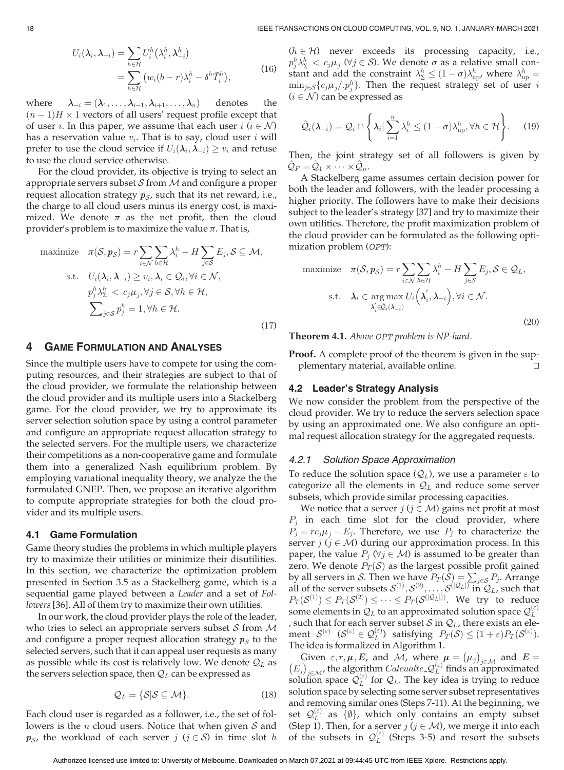$$U_i(\boldsymbol{\lambda}_i, \boldsymbol{\lambda}_{-i}) = \sum_{h\in\mathcal{H}} U_i^h\big(\lambda_i^h, \boldsymbol{\lambda}_{-i}^h\big) = \sum_{h\in\mathcal{H}} \big(w_i(b-r)\lambda_i^h - \delta^h \bar{T}_i^h\big), \tag{16}$$

where $\boldsymbol{\lambda}_{-i} = (\boldsymbol{\lambda}_1, \ldots, \boldsymbol{\lambda}_{i-1}, \boldsymbol{\lambda}_{i+1}, \ldots, \boldsymbol{\lambda}_n)$ denotes the $(n-1)H \times 1$ vectors of all users' request profile except that of user $i$. In this paper, we assume that each user $i$ ($i \in \mathcal{N}$) has a reservation value $v_i$. That is to say, cloud user $i$ will prefer to use the cloud service if $U_i(\boldsymbol{\lambda}_i, \boldsymbol{\lambda}_{-i}) \geq v_i$ and refuse to use the cloud service otherwise.

For the cloud provider, its objective is trying to select an appropriate servers subset $\mathcal{S}$ from $\mathcal{M}$ and configure a proper request allocation strategy $\boldsymbol{p}_{\mathcal{S}}$, such that its net reward, i.e., the charge to all cloud users minus its energy cost, is maximized. We denote $\pi$ as the net profit, then the cloud provider's problem is to maximize the value $\pi$. That is,

$$\begin{aligned}
\text{maximize} \quad & \pi(\mathcal{S}, \boldsymbol{p}_{\mathcal{S}}) = r\sum_{i\in\mathcal{N}}\sum_{h\in\mathcal{H}} \lambda_i^h - H\sum_{j\in\mathcal{S}} E_j, \mathcal{S} \subseteq \mathcal{M}, \\
\text{s.t.} \quad & U_i(\boldsymbol{\lambda}_i, \boldsymbol{\lambda}_{-i}) \geq v_i, \boldsymbol{\lambda}_i \in \mathcal{Q}_i, \forall i \in \mathcal{N}, \\
& p_j^h \lambda_\Sigma^h \; < \; c_j \mu_j, \forall j \in \mathcal{S}, \forall h \in \mathcal{H}, \\
& \textstyle\sum_{j\in\mathcal{S}} p_j^h = 1, \forall h \in \mathcal{H}.
\end{aligned} \tag{17}$$

## 4 Game Formulation and Analyses

Since the multiple users have to compete for using the computing resources, and their strategies are subject to that of the cloud provider, we formulate the relationship between the cloud provider and its multiple users into a Stackelberg game. For the cloud provider, we try to approximate its server selection solution space by using a control parameter and configure an appropriate request allocation strategy to the selected servers. For the multiple users, we characterize their competitions as a non-cooperative game and formulate them into a generalized Nash equilibrium problem. By employing variational inequality theory, we analyze the the formulated GNEP. Then, we propose an iterative algorithm to compute appropriate strategies for both the cloud provider and its multiple users.

### 4.1 Game Formulation

Game theory studies the problems in which multiple players try to maximize their utilities or minimize their disutilities. In this section, we characterize the optimization problem presented in Section 3.5 as a Stackelberg game, which is a sequential game played between a *Leader* and a set of *Followers* [36]. All of them try to maximize their own utilities.

In our work, the cloud provider plays the role of the leader, who tries to select an appropriate servers subset $\mathcal{S}$ from $\mathcal{M}$ and configure a proper request allocation strategy $\boldsymbol{p}_{\mathcal{S}}$ to the selected servers, such that it can appeal user requests as many as possible while its cost is relatively low. We denote $\mathcal{Q}_L$ as the servers selection space, then $\mathcal{Q}_L$ can be expressed as

$$\mathcal{Q}_L = \{\mathcal{S} | \mathcal{S} \subseteq \mathcal{M}\}. \tag{18}$$

Each cloud user is regarded as a follower, i.e., the set of followers is the $n$ cloud users. Notice that when given $\mathcal{S}$ and $\boldsymbol{p}_{\mathcal{S}}$, the workload of each server $j$ ($j \in \mathcal{S}$) in time slot $h$ ($h \in \mathcal{H}$) never exceeds its processing capacity, i.e., $p_j^h \lambda_\Sigma^h < c_j \mu_j$ ($\forall j \in \mathcal{S}$). We denote $\sigma$ as a relative small constant and add the constraint $\lambda_\Sigma^h \leq (1-\sigma)\lambda_{\text{up}}^h$, where $\lambda_{\text{up}}^h = \min_{j\in\mathcal{S}}\{c_j\mu_j / .p_j^h\}$. Then the request strategy set of user $i$ ($i \in \mathcal{N}$) can be expressed as

$$\hat{\mathcal{Q}}_i(\boldsymbol{\lambda}_{-i}) = \mathcal{Q}_i \cap \left\{ \boldsymbol{\lambda}_i \middle| \sum_{i=1}^{n} \lambda_i^h \leq (1-\sigma)\lambda_{\text{up}}^h, \forall h \in \mathcal{H} \right\}. \tag{19}$$

Then, the joint strategy set of all followers is given by $\hat{\mathcal{Q}}_F = \hat{\mathcal{Q}}_1 \times \cdots \times \hat{\mathcal{Q}}_n$.

A Stackelberg game assumes certain decision power for both the leader and followers, with the leader processing a higher priority. The followers have to make their decisions subject to the leader's strategy [37] and try to maximize their own utilities. Therefore, the profit maximization problem of the cloud provider can be formulated as the following optimization problem (*OPT*):

$$\begin{aligned}
\text{maximize} \quad & \pi(\mathcal{S}, \boldsymbol{p}_{\mathcal{S}}) = r\sum_{i\in\mathcal{N}}\sum_{h\in\mathcal{H}} \lambda_i^h - H\sum_{j\in\mathcal{S}} E_j, \mathcal{S} \in \mathcal{Q}_L, \\
\text{s.t.} \quad & \boldsymbol{\lambda}_i \in \underset{\boldsymbol{\lambda}_i' \in \hat{\mathcal{Q}}_i(\boldsymbol{\lambda}_{-i})}{\arg\max}\, U_i\Big(\boldsymbol{\lambda}_i', \boldsymbol{\lambda}_{-i}\Big), \forall i \in \mathcal{N}.
\end{aligned} \tag{20}$$

**Theorem 4.1.** *Above OPT problem is NP-hard.*

**Proof.** A complete proof of the theorem is given in the supplementary material, available online. □

### 4.2 Leader's Strategy Analysis

We now consider the problem from the perspective of the cloud provider. We try to reduce the servers selection space by using an approximated one. We also configure an optimal request allocation strategy for the aggregated requests.

#### 4.2.1 Solution Space Approximation

To reduce the solution space ($\mathcal{Q}_L$), we use a parameter $\varepsilon$ to categorize all the elements in $\mathcal{Q}_L$ and reduce some server subsets, which provide similar processing capacities.

We notice that a server $j$ ($j \in \mathcal{M}$) gains net profit at most $P_j$ in each time slot for the cloud provider, where $P_j = rc_j\mu_j - E_j$. Therefore, we use $P_j$ to characterize the server $j$ ($j \in \mathcal{M}$) during our approximation process. In this paper, the value $P_j$ ($\forall j \in \mathcal{M}$) is assumed to be greater than zero. We denote $P_T(\mathcal{S})$ as the largest possible profit gained by all servers in $\mathcal{S}$. Then we have $P_T(\mathcal{S}) = \sum_{j\in\mathcal{S}} P_j$. Arrange all of the server subsets $\mathcal{S}^{(1)}, \mathcal{S}^{(2)}, \ldots, \mathcal{S}^{(|\mathcal{Q}_L|)}$ in $\mathcal{Q}_L$, such that $P_T(\mathcal{S}^{(1)}) \leq P_T(\mathcal{S}^{(2)}) \leq \cdots \leq P_T(\mathcal{S}^{(|\mathcal{Q}_L|)})$. We try to reduce some elements in $\mathcal{Q}_L$ to an approximated solution space $\mathcal{Q}_L^{(\varepsilon)}$, such that for each server subset $\mathcal{S}$ in $\mathcal{Q}_L$, there exists an element $\mathcal{S}^{(\varepsilon)}$ ($\mathcal{S}^{(\varepsilon)} \in \mathcal{Q}_L^{(\varepsilon)}$) satisfying $P_T(\mathcal{S}) \leq (1+\varepsilon)P_T(\mathcal{S}^{(\varepsilon)})$. The idea is formalized in Algorithm 1.

Given $\varepsilon, r, \boldsymbol{\mu}, \boldsymbol{E}$, and $\mathcal{M}$, where $\boldsymbol{\mu} = \big(\mu_j\big)_{j\in\mathcal{M}}$ and $\boldsymbol{E} = \big(E_j\big)_{j\in\mathcal{M}}$, the algorithm $Calcualte\_\mathcal{Q}_L^{(\varepsilon)}$ finds an approximated solution space $\mathcal{Q}_L^{(\varepsilon)}$ for $\mathcal{Q}_L$. The key idea is trying to reduce solution space by selecting some server subset representatives and removing similar ones (Steps 7-11). At the beginning, we set $\mathcal{Q}_L^{(\varepsilon)}$ as $\{\emptyset\}$, which only contains an empty subset (Step 1). Then, for a server $j$ ($j \in \mathcal{M}$), we merge it into each of the subsets in $\mathcal{Q}_L^{(\varepsilon)}$ (Steps 3-5) and resort the subsets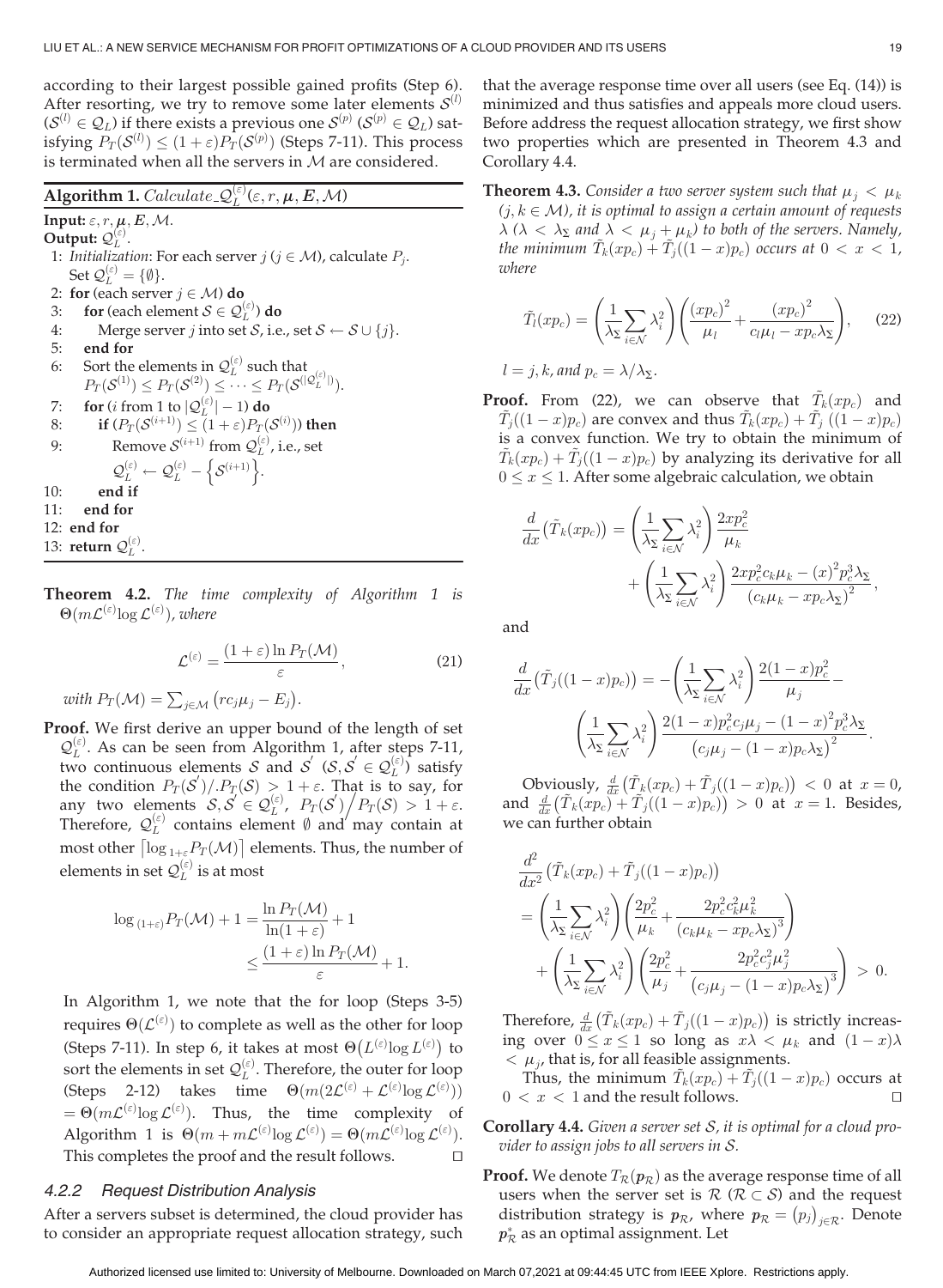according to their largest possible gained profits (Step 6). After resorting, we try to remove some later elements $\mathcal{S}^{(l)}$ ($\mathcal{S}^{(l)} \in \mathcal{Q}_L$) if there exists a previous one $\mathcal{S}^{(p)}$ ($\mathcal{S}^{(p)} \in \mathcal{Q}_L$) satisfying $P_T(\mathcal{S}^{(l)}) \leq (1+\varepsilon)P_T(\mathcal{S}^{(p)})$ (Steps 7-11). This process is terminated when all the servers in $\mathcal{M}$ are considered.

**Algorithm 1.** $Calculate\_\mathcal{Q}_L^{(\varepsilon)}(\varepsilon, r, \boldsymbol{\mu}, \boldsymbol{E}, \mathcal{M})$

**Input:** $\varepsilon, r, \boldsymbol{\mu}, \boldsymbol{E}, \mathcal{M}$.
**Output:** $\mathcal{Q}_L^{(\varepsilon)}$.

1: *Initialization*: For each server $j$ ($j \in \mathcal{M}$), calculate $P_j$. Set $\mathcal{Q}_L^{(\varepsilon)} = \{\emptyset\}$.
2: **for** (each server $j \in \mathcal{M}$) **do**
3: &nbsp;&nbsp;&nbsp;&nbsp;**for** (each element $\mathcal{S} \in \mathcal{Q}_L^{(\varepsilon)}$) **do**
4: &nbsp;&nbsp;&nbsp;&nbsp;&nbsp;&nbsp;&nbsp;&nbsp;Merge server $j$ into set $\mathcal{S}$, i.e., set $\mathcal{S} \leftarrow \mathcal{S} \cup \{j\}$.
5: &nbsp;&nbsp;&nbsp;&nbsp;**end for**
6: &nbsp;&nbsp;&nbsp;&nbsp;Sort the elements in $\mathcal{Q}_L^{(\varepsilon)}$ such that $P_T(\mathcal{S}^{(1)}) \leq P_T(\mathcal{S}^{(2)}) \leq \cdots \leq P_T(\mathcal{S}^{(|\mathcal{Q}_L^{(\varepsilon)}|)})$.
7: &nbsp;&nbsp;&nbsp;&nbsp;**for** ($i$ from 1 to $|\mathcal{Q}_L^{(\varepsilon)}| - 1$) **do**
8: &nbsp;&nbsp;&nbsp;&nbsp;&nbsp;&nbsp;&nbsp;&nbsp;**if** ($P_T(\mathcal{S}^{(i+1)}) \leq (1+\varepsilon)P_T(\mathcal{S}^{(i)})$) **then**
9: &nbsp;&nbsp;&nbsp;&nbsp;&nbsp;&nbsp;&nbsp;&nbsp;&nbsp;&nbsp;&nbsp;&nbsp;Remove $\mathcal{S}^{(i+1)}$ from $\mathcal{Q}_L^{(\varepsilon)}$, i.e., set $\mathcal{Q}_L^{(\varepsilon)} \leftarrow \mathcal{Q}_L^{(\varepsilon)} - \left\{\mathcal{S}^{(i+1)}\right\}$.
10: &nbsp;&nbsp;&nbsp;&nbsp;&nbsp;&nbsp;&nbsp;**end if**
11: &nbsp;&nbsp;&nbsp;**end for**
12: **end for**
13: **return** $\mathcal{Q}_L^{(\varepsilon)}$.

**Theorem 4.2.** *The time complexity of Algorithm 1 is* $\Theta(m\mathcal{L}^{(\varepsilon)}\log \mathcal{L}^{(\varepsilon)})$, *where*

$$\mathcal{L}^{(\varepsilon)} = \frac{(1+\varepsilon)\ln P_T(\mathcal{M})}{\varepsilon}, \tag{21}$$

*with* $P_T(\mathcal{M}) = \sum_{j\in\mathcal{M}} (rc_j\mu_j - E_j)$.

**Proof.** We first derive an upper bound of the length of set $\mathcal{Q}_L^{(\varepsilon)}$. As can be seen from Algorithm 1, after steps 7-11, two continuous elements $\mathcal{S}$ and $\mathcal{S}'$ ($\mathcal{S}, \mathcal{S}' \in \mathcal{Q}_L^{(\varepsilon)}$) satisfy the condition $P_T(\mathcal{S}')/.P_T(\mathcal{S}) > 1+\varepsilon$. That is to say, for any two elements $\mathcal{S}, \mathcal{S}' \in \mathcal{Q}_L^{(\varepsilon)}$, $P_T(\mathcal{S}')\big/P_T(\mathcal{S}) > 1+\varepsilon$. Therefore, $\mathcal{Q}_L^{(\varepsilon)}$ contains element $\emptyset$ and may contain at most other $\lceil \log_{1+\varepsilon} P_T(\mathcal{M}) \rceil$ elements. Thus, the number of elements in set $\mathcal{Q}_L^{(\varepsilon)}$ is at most

$$\begin{aligned}\log_{(1+\varepsilon)} P_T(\mathcal{M}) + 1 &= \frac{\ln P_T(\mathcal{M})}{\ln(1+\varepsilon)} + 1 \\ &\leq \frac{(1+\varepsilon)\ln P_T(\mathcal{M})}{\varepsilon} + 1.\end{aligned}$$

In Algorithm 1, we note that the for loop (Steps 3-5) requires $\Theta(\mathcal{L}^{(\varepsilon)})$ to complete as well as the other for loop (Steps 7-11). In step 6, it takes at most $\Theta(L^{(\varepsilon)}\log L^{(\varepsilon)})$ to sort the elements in set $\mathcal{Q}_L^{(\varepsilon)}$. Therefore, the outer for loop (Steps 2-12) takes time $\Theta(m(2\mathcal{L}^{(\varepsilon)} + \mathcal{L}^{(\varepsilon)}\log \mathcal{L}^{(\varepsilon)})) = \Theta(m\mathcal{L}^{(\varepsilon)}\log \mathcal{L}^{(\varepsilon)})$. Thus, the time complexity of Algorithm 1 is $\Theta(m + m\mathcal{L}^{(\varepsilon)}\log \mathcal{L}^{(\varepsilon)}) = \Theta(m\mathcal{L}^{(\varepsilon)}\log \mathcal{L}^{(\varepsilon)})$. This completes the proof and the result follows. $\square$

### 4.2.2 Request Distribution Analysis

After a servers subset is determined, the cloud provider has to consider an appropriate request allocation strategy, such that the average response time over all users (see Eq. (14)) is minimized and thus satisfies and appeals more cloud users. Before address the request allocation strategy, we first show two properties which are presented in Theorem 4.3 and Corollary 4.4.

**Theorem 4.3.** *Consider a two server system such that $\mu_j < \mu_k$ ($j, k \in \mathcal{M}$), it is optimal to assign a certain amount of requests $\lambda$ ($\lambda < \lambda_\Sigma$ and $\lambda < \mu_j + \mu_k$) to both of the servers. Namely, the minimum $\tilde{T}_k(xp_c) + \tilde{T}_j((1-x)p_c)$ occurs at $0 < x < 1$, where*

$$\tilde{T}_l(xp_c) = \left(\frac{1}{\lambda_\Sigma}\sum_{i\in\mathcal{N}}\lambda_i^2\right)\left(\frac{(xp_c)^2}{\mu_l} + \frac{(xp_c)^2}{c_l\mu_l - xp_c\lambda_\Sigma}\right), \tag{22}$$

*$l = j, k$, and $p_c = \lambda/\lambda_\Sigma$.*

**Proof.** From (22), we can observe that $\tilde{T}_k(xp_c)$ and $\tilde{T}_j((1-x)p_c)$ are convex and thus $\tilde{T}_k(xp_c) + \tilde{T}_j((1-x)p_c)$ is a convex function. We try to obtain the minimum of $\tilde{T}_k(xp_c) + \tilde{T}_j((1-x)p_c)$ by analyzing its derivative for all $0 \leq x \leq 1$. After some algebraic calculation, we obtain

$$\begin{aligned}\frac{d}{dx}\big(\tilde{T}_k(xp_c)\big) = &\left(\frac{1}{\lambda_\Sigma}\sum_{i\in\mathcal{N}}\lambda_i^2\right)\frac{2xp_c^2}{\mu_k} \\ &+ \left(\frac{1}{\lambda_\Sigma}\sum_{i\in\mathcal{N}}\lambda_i^2\right)\frac{2xp_c^2c_k\mu_k - (x)^2p_c^3\lambda_\Sigma}{(c_k\mu_k - xp_c\lambda_\Sigma)^2},\end{aligned}$$

and

$$\begin{aligned}\frac{d}{dx}\big(\tilde{T}_j((1-x)p_c)\big) = &-\left(\frac{1}{\lambda_\Sigma}\sum_{i\in\mathcal{N}}\lambda_i^2\right)\frac{2(1-x)p_c^2}{\mu_j} - \\ &\left(\frac{1}{\lambda_\Sigma}\sum_{i\in\mathcal{N}}\lambda_i^2\right)\frac{2(1-x)p_c^2c_j\mu_j - (1-x)^2p_c^3\lambda_\Sigma}{(c_j\mu_j - (1-x)p_c\lambda_\Sigma)^2}.\end{aligned}$$

Obviously, $\frac{d}{dx}\big(\tilde{T}_k(xp_c) + \tilde{T}_j((1-x)p_c)\big) < 0$ at $x = 0$, and $\frac{d}{dx}\big(\tilde{T}_k(xp_c) + \tilde{T}_j((1-x)p_c)\big) > 0$ at $x = 1$. Besides, we can further obtain

$$\begin{aligned}&\frac{d^2}{dx^2}\big(\tilde{T}_k(xp_c) + \tilde{T}_j((1-x)p_c)\big) \\ &= \left(\frac{1}{\lambda_\Sigma}\sum_{i\in\mathcal{N}}\lambda_i^2\right)\left(\frac{2p_c^2}{\mu_k} + \frac{2p_c^2c_k^2\mu_k^2}{(c_k\mu_k - xp_c\lambda_\Sigma)^3}\right) \\ &\quad + \left(\frac{1}{\lambda_\Sigma}\sum_{i\in\mathcal{N}}\lambda_i^2\right)\left(\frac{2p_c^2}{\mu_j} + \frac{2p_c^2c_j^2\mu_j^2}{(c_j\mu_j - (1-x)p_c\lambda_\Sigma)^3}\right) > 0.\end{aligned}$$

Therefore, $\frac{d}{dx}\big(\tilde{T}_k(xp_c) + \tilde{T}_j((1-x)p_c)\big)$ is strictly increasing over $0 \leq x \leq 1$ so long as $x\lambda < \mu_k$ and $(1-x)\lambda < \mu_j$, that is, for all feasible assignments.

Thus, the minimum $\tilde{T}_k(xp_c) + \tilde{T}_j((1-x)p_c)$ occurs at $0 < x < 1$ and the result follows. $\square$

**Corollary 4.4.** *Given a server set $\mathcal{S}$, it is optimal for a cloud provider to assign jobs to all servers in $\mathcal{S}$.*

**Proof.** We denote $T_\mathcal{R}(\boldsymbol{p}_\mathcal{R})$ as the average response time of all users when the server set is $\mathcal{R}$ ($\mathcal{R} \subset \mathcal{S}$) and the request distribution strategy is $\boldsymbol{p}_\mathcal{R}$, where $\boldsymbol{p}_\mathcal{R} = (p_j)_{j\in\mathcal{R}}$. Denote $\boldsymbol{p}_\mathcal{R}^*$ as an optimal assignment. Let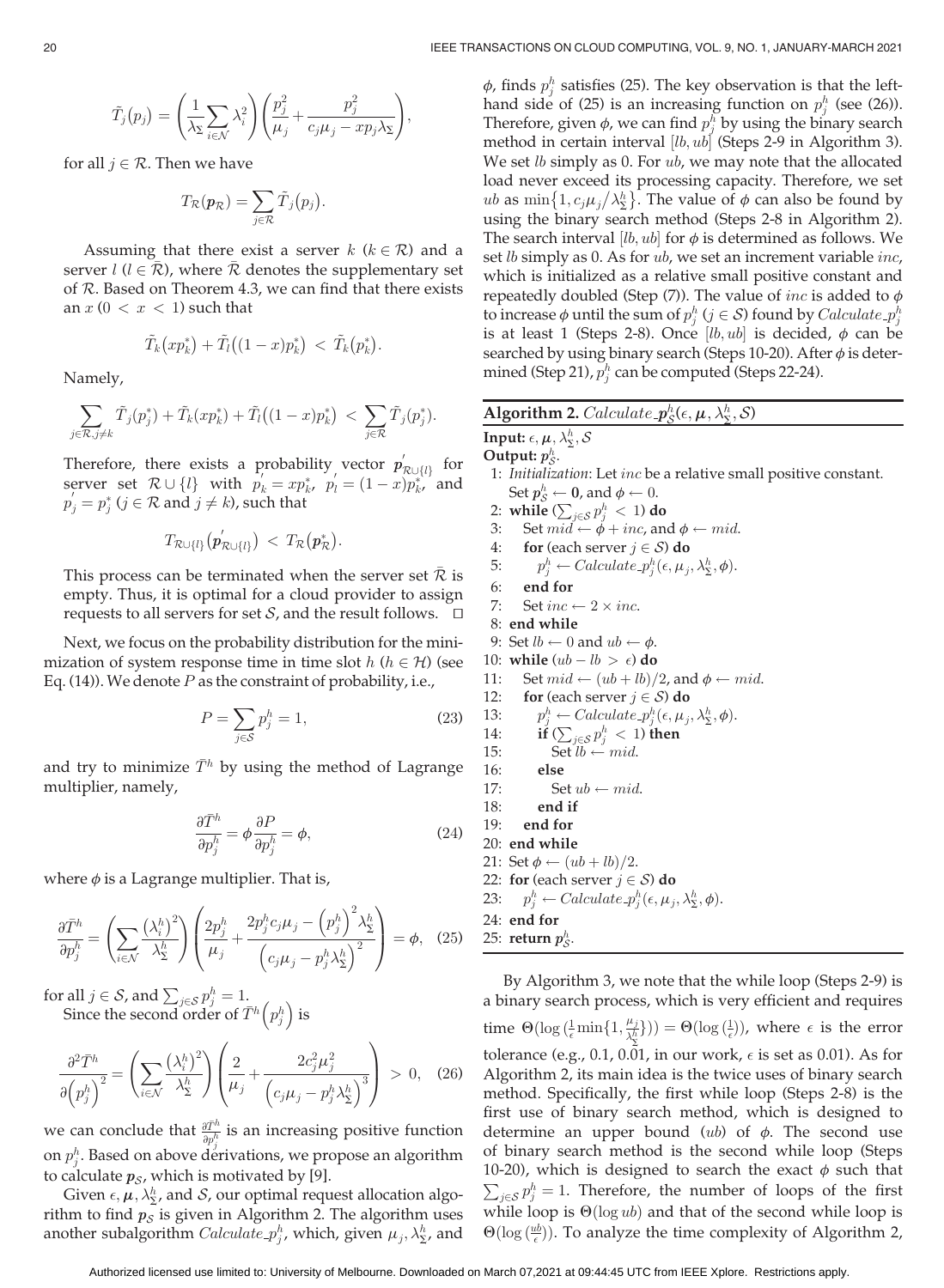$$\tilde{T}_j(p_j) = \left(\frac{1}{\lambda_\Sigma}\sum_{i\in\mathcal{N}}\lambda_i^2\right)\left(\frac{p_j^2}{\mu_j} + \frac{p_j^2}{c_j\mu_j - xp_j\lambda_\Sigma}\right),$$

for all $j \in \mathcal{R}$. Then we have

$$T_{\mathcal{R}}(\boldsymbol{p}_{\mathcal{R}}) = \sum_{j\in\mathcal{R}} \tilde{T}_j(p_j).$$

Assuming that there exist a server $k$ ($k \in \mathcal{R}$) and a server $l$ ($l \in \bar{\mathcal{R}}$), where $\bar{\mathcal{R}}$ denotes the supplementary set of $\mathcal{R}$. Based on Theorem 4.3, we can find that there exists an $x$ ($0 < x < 1$) such that

$$\tilde{T}_k\big(xp_k^*\big) + \tilde{T}_l\big((1-x)p_k^*\big) < \tilde{T}_k\big(p_k^*\big).$$

Namely,

$$\sum_{j\in\mathcal{R}, j\neq k} \tilde{T}_j(p_j^*) + \tilde{T}_k(xp_k^*) + \tilde{T}_l\big((1-x)p_k^*\big) < \sum_{j\in\mathcal{R}} \tilde{T}_j(p_j^*).$$

Therefore, there exists a probability vector $\boldsymbol{p}'_{\mathcal{R}\cup\{l\}}$ for server set $\mathcal{R}\cup\{l\}$ with $p'_k = xp_k^*$, $p'_l = (1-x)p_k^*$, and $p'_j = p_j^*$ ($j \in \mathcal{R}$ and $j \neq k$), such that

$$T_{\mathcal{R}\cup\{l\}}\big(\boldsymbol{p}'_{\mathcal{R}\cup\{l\}}\big) < T_{\mathcal{R}}\big(\boldsymbol{p}^*_{\mathcal{R}}\big).$$

This process can be terminated when the server set $\bar{\mathcal{R}}$ is empty. Thus, it is optimal for a cloud provider to assign requests to all servers for set $\mathcal{S}$, and the result follows. $\square$

Next, we focus on the probability distribution for the minimization of system response time in time slot $h$ ($h \in \mathcal{H}$) (see Eq. (14)). We denote $P$ as the constraint of probability, i.e.,

$$P = \sum_{j\in\mathcal{S}} p_j^h = 1, \tag{23}$$

and try to minimize $\bar{T}^h$ by using the method of Lagrange multiplier, namely,

$$\frac{\partial \bar{T}^h}{\partial p_j^h} = \phi\frac{\partial P}{\partial p_j^h} = \phi, \tag{24}$$

where $\phi$ is a Lagrange multiplier. That is,

$$\frac{\partial \bar{T}^h}{\partial p_j^h} = \left(\sum_{i\in\mathcal{N}}\frac{\left(\lambda_i^h\right)^2}{\lambda_\Sigma^h}\right)\left(\frac{2p_j^h}{\mu_j} + \frac{2p_j^h c_j\mu_j - \left(p_j^h\right)^2\lambda_\Sigma^h}{\left(c_j\mu_j - p_j^h\lambda_\Sigma^h\right)^2}\right) = \phi, \tag{25}$$

for all $j \in \mathcal{S}$, and $\sum_{j\in\mathcal{S}} p_j^h = 1$.

Since the second order of $\bar{T}^h\left(p_j^h\right)$ is

$$\frac{\partial^2 \bar{T}^h}{\partial\left(p_j^h\right)^2} = \left(\sum_{i\in\mathcal{N}}\frac{\left(\lambda_i^h\right)^2}{\lambda_\Sigma^h}\right)\left(\frac{2}{\mu_j} + \frac{2c_j^2\mu_j^2}{\left(c_j\mu_j - p_j^h\lambda_\Sigma^h\right)^3}\right) > 0, \tag{26}$$

we can conclude that $\frac{\partial \bar{T}^h}{\partial p_j^h}$ is an increasing positive function on $p_j^h$. Based on above derivations, we propose an algorithm to calculate $\boldsymbol{p}_{\mathcal{S}}$, which is motivated by [9].

Given $\epsilon, \boldsymbol{\mu}, \lambda_\Sigma^h$, and $\mathcal{S}$, our optimal request allocation algorithm to find $\boldsymbol{p}_{\mathcal{S}}$ is given in Algorithm 2. The algorithm uses another subalgorithm $Calculate\_p_j^h$, which, given $\mu_j, \lambda_\Sigma^h$, and $\phi$, finds $p_j^h$ satisfies (25). The key observation is that the left-hand side of (25) is an increasing function on $p_j^h$ (see (26)). Therefore, given $\phi$, we can find $p_j^h$ by using the binary search method in certain interval $[lb, ub]$ (Steps 2-9 in Algorithm 3). We set $lb$ simply as 0. For $ub$, we may note that the allocated load never exceed its processing capacity. Therefore, we set $ub$ as $\min\{1, c_j\mu_j/\lambda_\Sigma^h\}$. The value of $\phi$ can also be found by using the binary search method (Steps 2-8 in Algorithm 2). The search interval $[lb, ub]$ for $\phi$ is determined as follows. We set $lb$ simply as 0. As for $ub$, we set an increment variable $inc$, which is initialized as a relative small positive constant and repeatedly doubled (Step (7)). The value of $inc$ is added to $\phi$ to increase $\phi$ until the sum of $p_j^h$ ($j \in \mathcal{S}$) found by $Calculate\_p_j^h$ is at least 1 (Steps 2-8). Once $[lb, ub]$ is decided, $\phi$ can be searched by using binary search (Steps 10-20). After $\phi$ is determined (Step 21), $p_j^h$ can be computed (Steps 22-24).

**Algorithm 2.** $Calculate\_\boldsymbol{p}_{\mathcal{S}}^h(\epsilon, \boldsymbol{\mu}, \lambda_\Sigma^h, \mathcal{S})$

**Input:** $\epsilon, \boldsymbol{\mu}, \lambda_\Sigma^h, \mathcal{S}$

**Output:** $\boldsymbol{p}_{\mathcal{S}}^h$.

```
1: Initialization: Let inc be a relative small positive constant.
   Set p_S^h ← 0, and φ ← 0.
2: while (Σ_{j∈S} p_j^h < 1) do
3:    Set mid ← φ + inc, and φ ← mid.
4:    for (each server j ∈ S) do
5:       p_j^h ← Calculate_p_j^h(ε, μ_j, λ_Σ^h, φ).
6:    end for
7:    Set inc ← 2 × inc.
8: end while
9: Set lb ← 0 and ub ← φ.
10: while (ub − lb > ε) do
11:    Set mid ← (ub + lb)/2, and φ ← mid.
12:    for (each server j ∈ S) do
13:       p_j^h ← Calculate_p_j^h(ε, μ_j, λ_Σ^h, φ).
14:       if (Σ_{j∈S} p_j^h < 1) then
15:          Set lb ← mid.
16:       else
17:          Set ub ← mid.
18:       end if
19:    end for
20: end while
21: Set φ ← (ub + lb)/2.
22: for (each server j ∈ S) do
23:    p_j^h ← Calculate_p_j^h(ε, μ_j, λ_Σ^h, φ).
24: end for
25: return p_S^h.
```

By Algorithm 3, we note that the while loop (Steps 2-9) is a binary search process, which is very efficient and requires time $\Theta(\log(\frac{1}{\epsilon}\min\{1, \frac{\mu_j}{\lambda_\Sigma^h}\})) = \Theta(\log(\frac{1}{\epsilon}))$, where $\epsilon$ is the error tolerance (e.g., 0.1, 0.01, in our work, $\epsilon$ is set as 0.01). As for Algorithm 2, its main idea is the twice uses of binary search method. Specifically, the first while loop (Steps 2-8) is the first use of binary search method, which is designed to determine an upper bound ($ub$) of $\phi$. The second use of binary search method is the second while loop (Steps 10-20), which is designed to search the exact $\phi$ such that $\sum_{j\in\mathcal{S}} p_j^h = 1$. Therefore, the number of loops of the first while loop is $\Theta(\log ub)$ and that of the second while loop is $\Theta(\log(\frac{ub}{\epsilon}))$. To analyze the time complexity of Algorithm 2,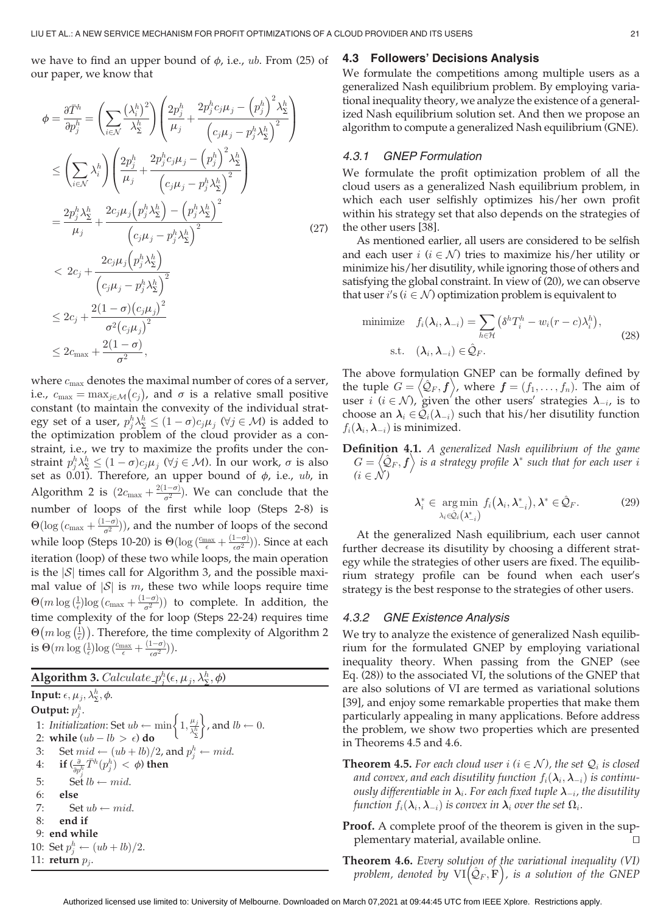we have to find an upper bound of $\phi$, i.e., $ub$. From (25) of our paper, we know that

$$
\begin{aligned}
\phi = \frac{\partial \bar{T}^h}{\partial p_j^h} &= \left(\sum_{i\in\mathcal{N}} \frac{\left(\lambda_i^h\right)^2}{\lambda_\Sigma^h}\right)\left(\frac{2p_j^h}{\mu_j} + \frac{2p_j^h c_j\mu_j - \left(p_j^h\right)^2\lambda_\Sigma^h}{\left(c_j\mu_j - p_j^h\lambda_\Sigma^h\right)^2}\right) \\
&\leq \left(\sum_{i\in\mathcal{N}} \lambda_i^h\right)\left(\frac{2p_j^h}{\mu_j} + \frac{2p_j^h c_j\mu_j - \left(p_j^h\right)^2\lambda_\Sigma^h}{\left(c_j\mu_j - p_j^h\lambda_\Sigma^h\right)^2}\right) \\
&= \frac{2p_j^h\lambda_\Sigma^h}{\mu_j} + \frac{2c_j\mu_j\left(p_j^h\lambda_\Sigma^h\right) - \left(p_j^h\lambda_\Sigma^h\right)^2}{\left(c_j\mu_j - p_j^h\lambda_\Sigma^h\right)^2} \\
&< 2c_j + \frac{2c_j\mu_j\left(p_j^h\lambda_\Sigma^h\right)}{\left(c_j\mu_j - p_j^h\lambda_\Sigma^h\right)^2} \\
&\leq 2c_j + \frac{2(1-\sigma)\left(c_j\mu_j\right)^2}{\sigma^2\left(c_j\mu_j\right)^2} \\
&\leq 2c_{\max} + \frac{2(1-\sigma)}{\sigma^2},
\end{aligned}
\tag{27}
$$

where $c_{\max}$ denotes the maximal number of cores of a server, i.e., $c_{\max} = \max_{j\in\mathcal{M}}(c_j)$, and $\sigma$ is a relative small positive constant (to maintain the convexity of the individual strategy set of a user, $p_j^h\lambda_\Sigma^h \leq (1-\sigma)c_j\mu_j$ ($\forall j \in \mathcal{M}$) is added to the optimization problem of the cloud provider as a constraint, i.e., we try to maximize the profits under the constraint $p_j^h\lambda_\Sigma^h \leq (1-\sigma)c_j\mu_j$ ($\forall j \in \mathcal{M}$). In our work, $\sigma$ is also set as 0.01). Therefore, an upper bound of $\phi$, i.e., $ub$, in Algorithm 2 is $(2c_{\max} + \frac{2(1-\sigma)}{\sigma^2})$. We can conclude that the number of loops of the first while loop (Steps 2-8) is $\Theta(\log(c_{\max} + \frac{(1-\sigma)}{\sigma^2}))$, and the number of loops of the second while loop (Steps 10-20) is $\Theta(\log(\frac{c_{\max}}{\epsilon} + \frac{(1-\sigma)}{\epsilon\sigma^2}))$. Since at each iteration (loop) of these two while loops, the main operation is the $|\mathcal{S}|$ times call for Algorithm 3, and the possible maximal value of $|\mathcal{S}|$ is $m$, these two while loops require time $\Theta(m\log(\frac{1}{\epsilon})\log(c_{\max} + \frac{(1-\sigma)}{\sigma^2}))$ to complete. In addition, the time complexity of the for loop (Steps 22-24) requires time $\Theta(m\log(\frac{1}{\epsilon}))$. Therefore, the time complexity of Algorithm 2 is $\Theta(m\log(\frac{1}{\epsilon})\log(\frac{c_{\max}}{\epsilon} + \frac{(1-\sigma)}{\epsilon\sigma^2}))$.

**Algorithm 3.** $Calculate\_p_j^h(\epsilon, \mu_j, \lambda_\Sigma^h, \phi)$

```
Input: ε, μ_j, λ_Σ^h, φ.
Output: p_j^h.
1: Initialization: Set ub ← min{1, μ_j/λ_Σ^h}, and lb ← 0.
2: while (ub − lb > ε) do
3:   Set mid ← (ub + lb)/2, and p_j^h ← mid.
4:   if (∂/∂p_j^h T̄^h(p_j^h) < φ) then
5:     Set lb ← mid.
6:   else
7:     Set ub ← mid.
8:   end if
9: end while
10: Set p_j^h ← (ub + lb)/2.
11: return p_j.
```

### 4.3 Followers' Decisions Analysis

We formulate the competitions among multiple users as a generalized Nash equilibrium problem. By employing variational inequality theory, we analyze the existence of a generalized Nash equilibrium solution set. And then we propose an algorithm to compute a generalized Nash equilibrium (GNE).

#### 4.3.1 GNEP Formulation

We formulate the profit optimization problem of all the cloud users as a generalized Nash equilibrium problem, in which each user selfishly optimizes his/her own profit within his strategy set that also depends on the strategies of the other users [38].

As mentioned earlier, all users are considered to be selfish and each user $i$ ($i \in \mathcal{N}$) tries to maximize his/her utility or minimize his/her disutility, while ignoring those of others and satisfying the global constraint. In view of (20), we can observe that user $i$'s ($i \in \mathcal{N}$) optimization problem is equivalent to

$$
\begin{aligned}
\text{minimize} \quad & f_i(\boldsymbol{\lambda}_i, \boldsymbol{\lambda}_{-i}) = \sum_{h\in\mathcal{H}} \left(\delta^h T_i^h - w_i(r-c)\lambda_i^h\right), \\
\text{s.t.} \quad & (\boldsymbol{\lambda}_i, \boldsymbol{\lambda}_{-i}) \in \hat{\mathcal{Q}}_F.
\end{aligned}
\tag{28}
$$

The above formulation GNEP can be formally defined by the tuple $G = \left\langle \hat{\mathcal{Q}}_F, \boldsymbol{f} \right\rangle$, where $\boldsymbol{f} = (f_1, \ldots, f_n)$. The aim of user $i$ ($i \in \mathcal{N}$), given the other users' strategies $\boldsymbol{\lambda}_{-i}$, is to choose an $\boldsymbol{\lambda}_i \in \hat{\mathcal{Q}}_i(\boldsymbol{\lambda}_{-i})$ such that his/her disutility function $f_i(\boldsymbol{\lambda}_i, \boldsymbol{\lambda}_{-i})$ is minimized.

**Definition 4.1.** *A generalized Nash equilibrium of the game $G = \left\langle \hat{\mathcal{Q}}_F, \boldsymbol{f} \right\rangle$ is a strategy profile $\boldsymbol{\lambda}^*$ such that for each user $i$ ($i \in \mathcal{N}$)*

$$
\boldsymbol{\lambda}_i^* \in \underset{\boldsymbol{\lambda}_i \in \hat{\mathcal{Q}}_i\left(\boldsymbol{\lambda}_{-i}^*\right)}{\arg\min} \; f_i\left(\boldsymbol{\lambda}_i, \boldsymbol{\lambda}_{-i}^*\right), \boldsymbol{\lambda}^* \in \hat{\mathcal{Q}}_F. \tag{29}
$$

At the generalized Nash equilibrium, each user cannot further decrease its disutility by choosing a different strategy while the strategies of other users are fixed. The equilibrium strategy profile can be found when each user's strategy is the best response to the strategies of other users.

#### 4.3.2 GNE Existence Analysis

We try to analyze the existence of generalized Nash equilibrium for the formulated GNEP by employing variational inequality theory. When passing from the GNEP (see Eq. (28)) to the associated VI, the solutions of the GNEP that are also solutions of VI are termed as variational solutions [39], and enjoy some remarkable properties that make them particularly appealing in many applications. Before address the problem, we show two properties which are presented in Theorems 4.5 and 4.6.

**Theorem 4.5.** *For each cloud user $i$ ($i \in \mathcal{N}$), the set $\mathcal{Q}_i$ is closed and convex, and each disutility function $f_i(\boldsymbol{\lambda}_i, \boldsymbol{\lambda}_{-i})$ is continuously differentiable in $\boldsymbol{\lambda}_i$. For each fixed tuple $\boldsymbol{\lambda}_{-i}$, the disutility function $f_i(\boldsymbol{\lambda}_i, \boldsymbol{\lambda}_{-i})$ is convex in $\boldsymbol{\lambda}_i$ over the set $\Omega_i$.*

**Proof.** A complete proof of the theorem is given in the supplementary material, available online. □

**Theorem 4.6.** *Every solution of the variational inequality (VI) problem, denoted by $\mathrm{VI}\left(\hat{\mathcal{Q}}_F, \mathbf{F}\right)$, is a solution of the GNEP*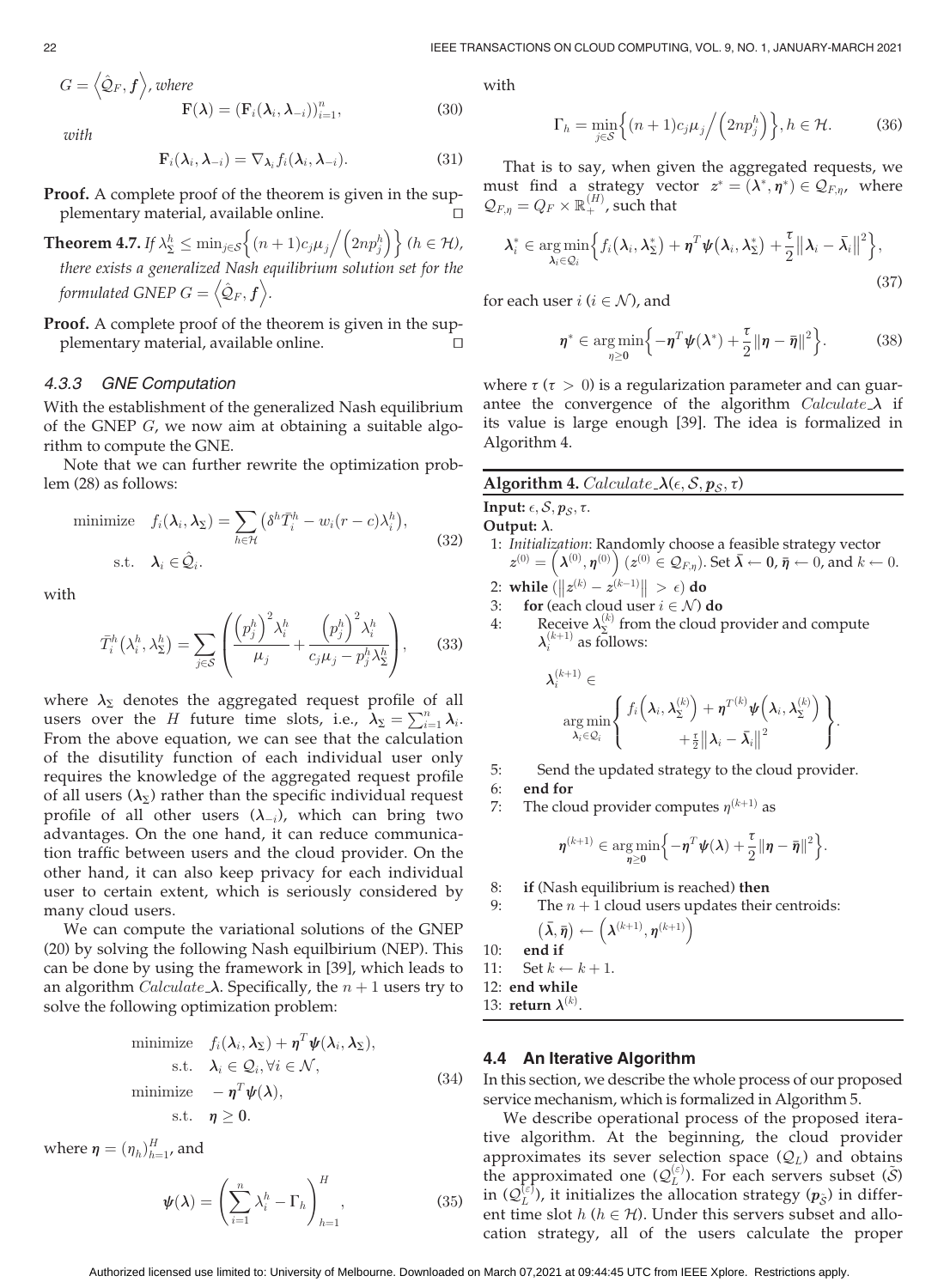$G = \left\langle \hat{\mathcal{Q}}_F, \boldsymbol{f} \right\rangle$, *where*

$$\mathbf{F}(\boldsymbol{\lambda}) = (\mathbf{F}_i(\boldsymbol{\lambda}_i, \boldsymbol{\lambda}_{-i}))_{i=1}^{n}, \tag{30}$$

*with*

$$\mathbf{F}_i(\boldsymbol{\lambda}_i, \boldsymbol{\lambda}_{-i}) = \nabla_{\boldsymbol{\lambda}_i} f_i(\boldsymbol{\lambda}_i, \boldsymbol{\lambda}_{-i}). \tag{31}$$

**Proof.** A complete proof of the theorem is given in the supplementary material, available online. □

**Theorem 4.7.** *If $\lambda_\Sigma^h \leq \min_{j\in\mathcal{S}}\left\{(n+1)c_j\mu_j \Big/ \left(2np_j^h\right)\right\}$ $(h \in \mathcal{H})$, there exists a generalized Nash equilibrium solution set for the formulated GNEP $G = \left\langle \hat{\mathcal{Q}}_F, \boldsymbol{f} \right\rangle$.*

**Proof.** A complete proof of the theorem is given in the supplementary material, available online. □

### 4.3.3 GNE Computation

With the establishment of the generalized Nash equilibrium of the GNEP $G$, we now aim at obtaining a suitable algorithm to compute the GNE.

Note that we can further rewrite the optimization problem (28) as follows:

$$\begin{aligned} \text{minimize} \quad & f_i(\boldsymbol{\lambda}_i, \boldsymbol{\lambda}_\Sigma) = \sum_{h\in\mathcal{H}} \left(\delta^h \bar{T}_i^h - w_i(r-c)\lambda_i^h\right), \\ \text{s.t.} \quad & \boldsymbol{\lambda}_i \in \hat{\mathcal{Q}}_i. \end{aligned} \tag{32}$$

with

$$\bar{T}_i^h\left(\lambda_i^h, \lambda_\Sigma^h\right) = \sum_{j\in\mathcal{S}} \left( \frac{\left(p_j^h\right)^2 \lambda_i^h}{\mu_j} + \frac{\left(p_j^h\right)^2 \lambda_i^h}{c_j\mu_j - p_j^h \lambda_\Sigma^h} \right), \tag{33}$$

where $\boldsymbol{\lambda}_\Sigma$ denotes the aggregated request profile of all users over the $H$ future time slots, i.e., $\boldsymbol{\lambda}_\Sigma = \sum_{i=1}^{n} \boldsymbol{\lambda}_i$. From the above equation, we can see that the calculation of the disutility function of each individual user only requires the knowledge of the aggregated request profile of all users ($\boldsymbol{\lambda}_\Sigma$) rather than the specific individual request profile of all other users ($\boldsymbol{\lambda}_{-i}$), which can bring two advantages. On the one hand, it can reduce communication traffic between users and the cloud provider. On the other hand, it can also keep privacy for each individual user to certain extent, which is seriously considered by many cloud users.

We can compute the variational solutions of the GNEP (20) by solving the following Nash equilbrium (NEP). This can be done by using the framework in [39], which leads to an algorithm *Calculate_*$\boldsymbol{\lambda}$. Specifically, the $n+1$ users try to solve the following optimization problem:

$$\begin{aligned} \text{minimize} \quad & f_i(\boldsymbol{\lambda}_i, \boldsymbol{\lambda}_\Sigma) + \boldsymbol{\eta}^T \boldsymbol{\psi}(\boldsymbol{\lambda}_i, \boldsymbol{\lambda}_\Sigma), \\ \text{s.t.} \quad & \boldsymbol{\lambda}_i \in \mathcal{Q}_i, \forall i \in \mathcal{N}, \\ \text{minimize} \quad & -\boldsymbol{\eta}^T \boldsymbol{\psi}(\boldsymbol{\lambda}), \\ \text{s.t.} \quad & \boldsymbol{\eta} \geq \mathbf{0}. \end{aligned} \tag{34}$$

where $\boldsymbol{\eta} = (\eta_h)_{h=1}^{H}$, and

$$\boldsymbol{\psi}(\boldsymbol{\lambda}) = \left( \sum_{i=1}^{n} \lambda_i^h - \Gamma_h \right)_{h=1}^{H}, \tag{35}$$

with

$$\Gamma_h = \min_{j\in\mathcal{S}} \left\{ (n+1)c_j\mu_j \Big/ \left(2np_j^h\right) \right\}, h \in \mathcal{H}. \tag{36}$$

That is to say, when given the aggregated requests, we must find a strategy vector $z^* = (\boldsymbol{\lambda}^*, \boldsymbol{\eta}^*) \in \mathcal{Q}_{F,\eta}$, where $\mathcal{Q}_{F,\eta} = Q_F \times \mathbb{R}_+^{(H)}$, such that

$$\boldsymbol{\lambda}_i^* \in \underset{\boldsymbol{\lambda}_i \in \mathcal{Q}_i}{\arg\min} \left\{ f_i\left(\boldsymbol{\lambda}_i, \boldsymbol{\lambda}_\Sigma^*\right) + \boldsymbol{\eta}^T \boldsymbol{\psi}\left(\boldsymbol{\lambda}_i, \boldsymbol{\lambda}_\Sigma^*\right) + \frac{\tau}{2} \left\| \boldsymbol{\lambda}_i - \bar{\boldsymbol{\lambda}}_i \right\|^2 \right\}, \tag{37}$$

for each user $i$ ($i \in \mathcal{N}$), and

$$\boldsymbol{\eta}^* \in \underset{\eta \geq \mathbf{0}}{\arg\min} \left\{ -\boldsymbol{\eta}^T \boldsymbol{\psi}(\boldsymbol{\lambda}^*) + \frac{\tau}{2} \left\| \boldsymbol{\eta} - \bar{\boldsymbol{\eta}} \right\|^2 \right\}. \tag{38}$$

where $\tau$ ($\tau > 0$) is a regularization parameter and can guarantee the convergence of the algorithm *Calculate_*$\boldsymbol{\lambda}$ if its value is large enough [39]. The idea is formalized in Algorithm 4.

---

**Algorithm 4.** *Calculate_*$\boldsymbol{\lambda}(\epsilon, \mathcal{S}, \boldsymbol{p}_\mathcal{S}, \tau)$

**Input:** $\epsilon, \mathcal{S}, \boldsymbol{p}_\mathcal{S}, \tau$.
**Output:** $\boldsymbol{\lambda}$.

1: *Initialization*: Randomly choose a feasible strategy vector $z^{(0)} = \left(\boldsymbol{\lambda}^{(0)}, \boldsymbol{\eta}^{(0)}\right)$ $(z^{(0)} \in \mathcal{Q}_{F,\eta})$. Set $\bar{\boldsymbol{\lambda}} \leftarrow \mathbf{0}$, $\bar{\boldsymbol{\eta}} \leftarrow 0$, and $k \leftarrow 0$.
2: **while** $(\left\| z^{(k)} - z^{(k-1)} \right\| > \epsilon)$ **do**
3: **for** (each cloud user $i \in \mathcal{N}$) **do**
4: Receive $\boldsymbol{\lambda}_\Sigma^{(k)}$ from the cloud provider and compute $\boldsymbol{\lambda}_i^{(k+1)}$ as follows:

$$\boldsymbol{\lambda}_i^{(k+1)} \in \underset{\boldsymbol{\lambda}_i \in \mathcal{Q}_i}{\arg\min} \left\{ \begin{array}{c} f_i\left(\boldsymbol{\lambda}_i, \boldsymbol{\lambda}_\Sigma^{(k)}\right) + \boldsymbol{\eta}^{T(k)} \boldsymbol{\psi}\left(\boldsymbol{\lambda}_i, \boldsymbol{\lambda}_\Sigma^{(k)}\right) \\ + \frac{\tau}{2} \left\| \boldsymbol{\lambda}_i - \bar{\boldsymbol{\lambda}}_i \right\|^2 \end{array} \right\}.$$

5: Send the updated strategy to the cloud provider.
6: **end for**
7: The cloud provider computes $\eta^{(k+1)}$ as

$$\boldsymbol{\eta}^{(k+1)} \in \underset{\boldsymbol{\eta} \geq \mathbf{0}}{\arg\min} \left\{ -\boldsymbol{\eta}^T \boldsymbol{\psi}(\boldsymbol{\lambda}) + \frac{\tau}{2} \left\| \boldsymbol{\eta} - \bar{\boldsymbol{\eta}} \right\|^2 \right\}.$$

8: **if** (Nash equilibrium is reached) **then**
9: The $n+1$ cloud users updates their centroids: $\left(\bar{\boldsymbol{\lambda}}, \bar{\boldsymbol{\eta}}\right) \leftarrow \left(\boldsymbol{\lambda}^{(k+1)}, \boldsymbol{\eta}^{(k+1)}\right)$
10: **end if**
11: Set $k \leftarrow k+1$.
12: **end while**
13: **return** $\boldsymbol{\lambda}^{(k)}$.

---

## 4.4 An Iterative Algorithm

In this section, we describe the whole process of our proposed service mechanism, which is formalized in Algorithm 5.

We describe operational process of the proposed iterative algorithm. At the beginning, the cloud provider approximates its sever selection space ($\mathcal{Q}_L$) and obtains the approximated one ($\mathcal{Q}_L^{(\varepsilon)}$). For each servers subset ($\tilde{\mathcal{S}}$) in ($\mathcal{Q}_L^{(\varepsilon)}$), it initializes the allocation strategy ($\boldsymbol{p}_{\tilde{\mathcal{S}}}$) in different time slot $h$ ($h \in \mathcal{H}$). Under this servers subset and allocation strategy, all of the users calculate the proper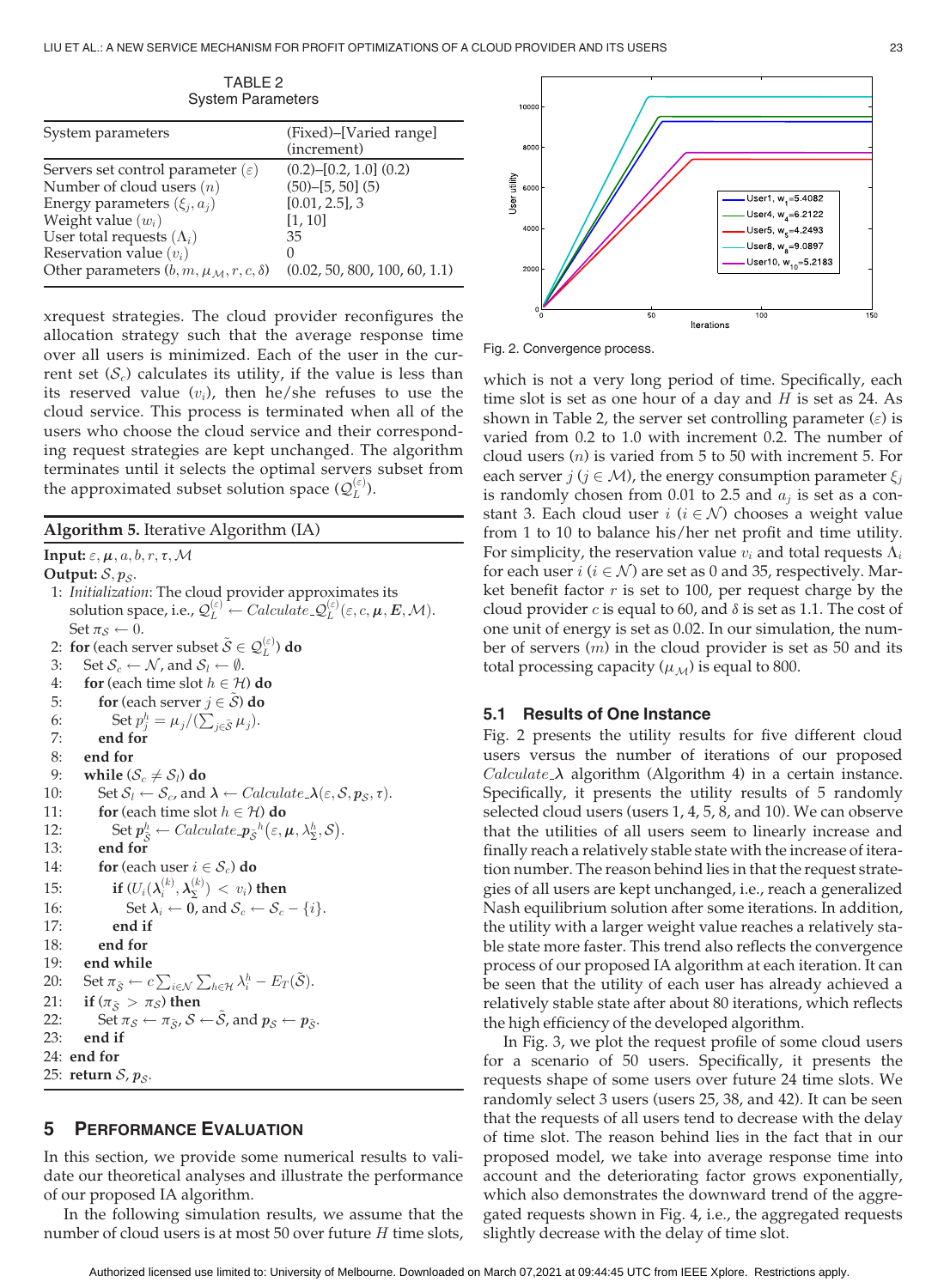TABLE 2
System Parameters

| System parameters | (Fixed)–[Varied range] (increment) |
| --- | --- |
| Servers set control parameter ($\varepsilon$) | (0.2)–[0.2, 1.0] (0.2) |
| Number of cloud users ($n$) | (50)–[5, 50] (5) |
| Energy parameters ($\xi_j, a_j$) | [0.01, 2.5], 3 |
| Weight value ($w_i$) | [1, 10] |
| User total requests ($\Lambda_i$) | 35 |
| Reservation value ($v_i$) | 0 |
| Other parameters ($b, m, \mu_{\mathcal{M}}, r, c, \delta$) | (0.02, 50, 800, 100, 60, 1.1) |

xrequest strategies. The cloud provider reconfigures the allocation strategy such that the average response time over all users is minimized. Each of the user in the current set ($\mathcal{S}_c$) calculates its utility, if the value is less than its reserved value ($v_i$), then he/she refuses to use the cloud service. This process is terminated when all of the users who choose the cloud service and their corresponding request strategies are kept unchanged. The algorithm terminates until it selects the optimal servers subset from the approximated subset solution space ($\mathcal{Q}_L^{(\varepsilon)}$).

**Algorithm 5.** Iterative Algorithm (IA)

**Input:** $\varepsilon, \boldsymbol{\mu}, a, b, r, \tau, \mathcal{M}$
**Output:** $\mathcal{S}, \boldsymbol{p}_{\mathcal{S}}$.

1: *Initialization*: The cloud provider approximates its solution space, i.e., $\mathcal{Q}_L^{(\varepsilon)} \leftarrow Calculate\_\mathcal{Q}_L^{(\varepsilon)}(\varepsilon, c, \boldsymbol{\mu}, \boldsymbol{E}, \mathcal{M})$. Set $\pi_{\mathcal{S}} \leftarrow 0$.
2: **for** (each server subset $\tilde{\mathcal{S}} \in \mathcal{Q}_L^{(\varepsilon)}$) **do**
3: Set $\mathcal{S}_c \leftarrow \mathcal{N}$, and $\mathcal{S}_l \leftarrow \emptyset$.
4: **for** (each time slot $h \in \mathcal{H}$) **do**
5: **for** (each server $j \in \tilde{\mathcal{S}}$) **do**
6: Set $p_j^h = \mu_j / (\sum_{j \in \tilde{\mathcal{S}}} \mu_j)$.
7: **end for**
8: **end for**
9: **while** ($\mathcal{S}_c \neq \mathcal{S}_l$) **do**
10: Set $\mathcal{S}_l \leftarrow \mathcal{S}_c$, and $\boldsymbol{\lambda} \leftarrow Calculate\_\boldsymbol{\lambda}(\varepsilon, \mathcal{S}, \boldsymbol{p}_{\mathcal{S}}, \tau)$.
11: **for** (each time slot $h \in \mathcal{H}$) **do**
12: Set $\boldsymbol{p}_{\tilde{\mathcal{S}}}^h \leftarrow Calculate\_\boldsymbol{p}_{\mathcal{S}}{}^h(\varepsilon, \boldsymbol{\mu}, \lambda_\Sigma^h, \mathcal{S})$.
13: **end for**
14: **for** (each user $i \in \mathcal{S}_c$) **do**
15: **if** ($U_i(\boldsymbol{\lambda}_i^{(k)}, \boldsymbol{\lambda}_\Sigma^{(k)}) < v_i$) **then**
16: Set $\boldsymbol{\lambda}_i \leftarrow \boldsymbol{0}$, and $\mathcal{S}_c \leftarrow \mathcal{S}_c - \{i\}$.
17: **end if**
18: **end for**
19: **end while**
20: Set $\pi_{\tilde{\mathcal{S}}} \leftarrow c \sum_{i \in \mathcal{N}} \sum_{h \in \mathcal{H}} \lambda_i^h - E_T(\tilde{\mathcal{S}})$.
21: **if** ($\pi_{\tilde{\mathcal{S}}} > \pi_{\mathcal{S}}$) **then**
22: Set $\pi_{\mathcal{S}} \leftarrow \pi_{\tilde{\mathcal{S}}}$, $\mathcal{S} \leftarrow \tilde{\mathcal{S}}$, and $\boldsymbol{p}_{\mathcal{S}} \leftarrow \boldsymbol{p}_{\tilde{\mathcal{S}}}$.
23: **end if**
24: **end for**
25: **return** $\mathcal{S}, \boldsymbol{p}_{\mathcal{S}}$.

## 5 Performance Evaluation

In this section, we provide some numerical results to validate our theoretical analyses and illustrate the performance of our proposed IA algorithm.

In the following simulation results, we assume that the number of cloud users is at most 50 over future $H$ time slots, which is not a very long period of time. Specifically, each time slot is set as one hour of a day and $H$ is set as 24. As shown in Table 2, the server set controlling parameter ($\varepsilon$) is varied from 0.2 to 1.0 with increment 0.2. The number of cloud users ($n$) is varied from 5 to 50 with increment 5. For each server $j$ ($j \in \mathcal{M}$), the energy consumption parameter $\xi_j$ is randomly chosen from 0.01 to 2.5 and $a_j$ is set as a constant 3. Each cloud user $i$ ($i \in \mathcal{N}$) chooses a weight value from 1 to 10 to balance his/her net profit and time utility. For simplicity, the reservation value $v_i$ and total requests $\Lambda_i$ for each user $i$ ($i \in \mathcal{N}$) are set as 0 and 35, respectively. Market benefit factor $r$ is set to 100, per request charge by the cloud provider $c$ is equal to 60, and $\delta$ is set as 1.1. The cost of one unit of energy is set as 0.02. In our simulation, the number of servers ($m$) in the cloud provider is set as 50 and its total processing capacity ($\mu_{\mathcal{M}}$) is equal to 800.

Fig. 2. Convergence process.

### 5.1 Results of One Instance

Fig. 2 presents the utility results for five different cloud users versus the number of iterations of our proposed *Calculate\_$\boldsymbol{\lambda}$* algorithm (Algorithm 4) in a certain instance. Specifically, it presents the utility results of 5 randomly selected cloud users (users 1, 4, 5, 8, and 10). We can observe that the utilities of all users seem to linearly increase and finally reach a relatively stable state with the increase of iteration number. The reason behind lies in that the request strategies of all users are kept unchanged, i.e., reach a generalized Nash equilibrium solution after some iterations. In addition, the utility with a larger weight value reaches a relatively stable state more faster. This trend also reflects the convergence process of our proposed IA algorithm at each iteration. It can be seen that the utility of each user has already achieved a relatively stable state after about 80 iterations, which reflects the high efficiency of the developed algorithm.

In Fig. 3, we plot the request profile of some cloud users for a scenario of 50 users. Specifically, it presents the requests shape of some users over future 24 time slots. We randomly select 3 users (users 25, 38, and 42). It can be seen that the requests of all users tend to decrease with the delay of time slot. The reason behind lies in the fact that in our proposed model, we take into account average response time into account and the deteriorating factor grows exponentially, which also demonstrates the downward trend of the aggregated requests shown in Fig. 4, i.e., the aggregated requests slightly decrease with the delay of time slot.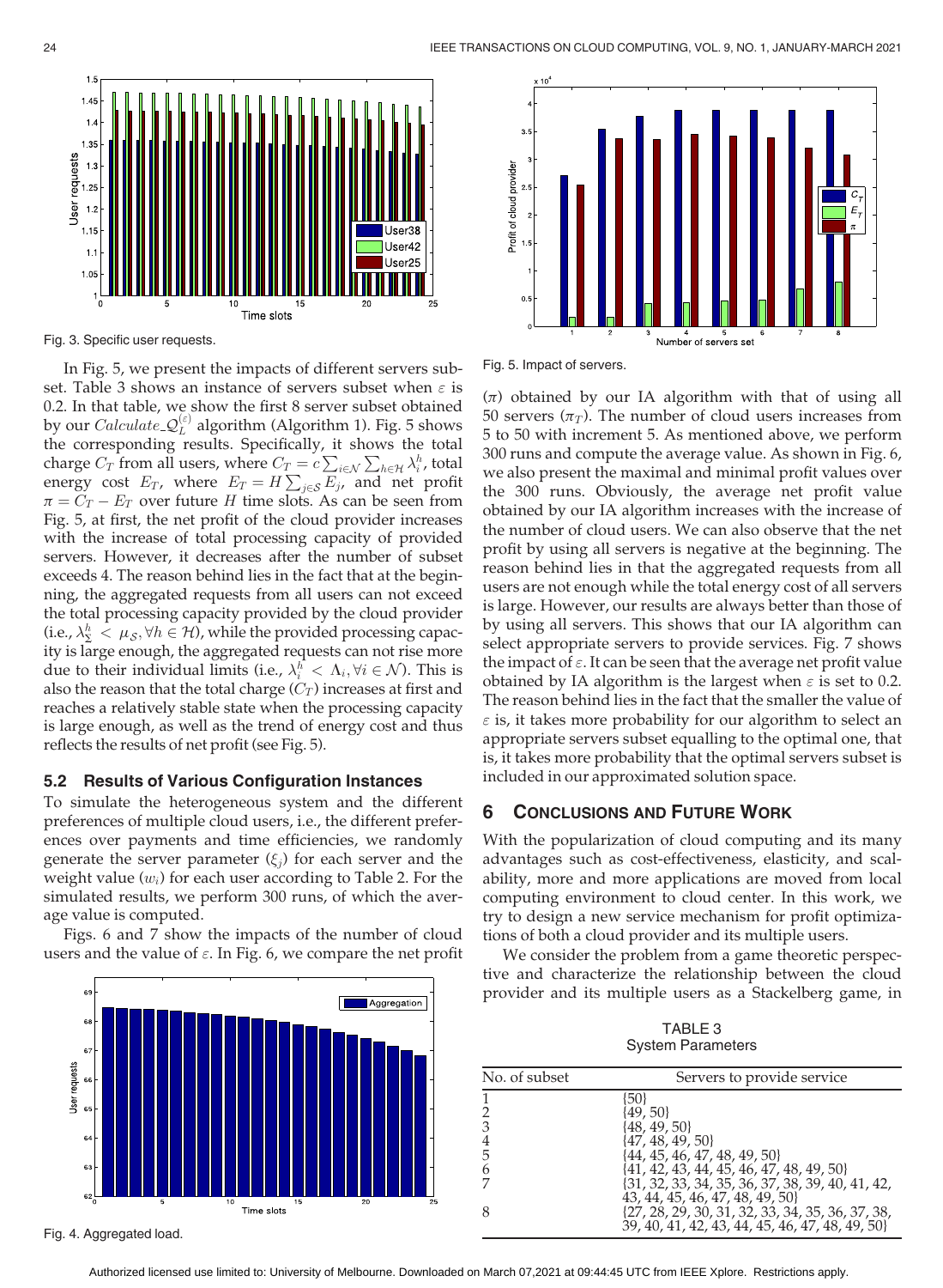Fig. 3. Specific user requests.

In Fig. 5, we present the impacts of different servers subset. Table 3 shows an instance of servers subset when $\varepsilon$ is 0.2. In that table, we show the first 8 server subset obtained by our $Calculate\_\mathcal{Q}_L^{(\varepsilon)}$ algorithm (Algorithm 1). Fig. 5 shows the corresponding results. Specifically, it shows the total charge $C_T$ from all users, where $C_T = c\sum_{i\in\mathcal{N}}\sum_{h\in\mathcal{H}}\lambda_i^h$, total energy cost $E_T$, where $E_T = H\sum_{j\in\mathcal{S}}E_j$, and net profit $\pi = C_T - E_T$ over future $H$ time slots. As can be seen from Fig. 5, at first, the net profit of the cloud provider increases with the increase of total processing capacity of provided servers. However, it decreases after the number of subset exceeds 4. The reason behind lies in the fact that at the beginning, the aggregated requests from all users can not exceed the total processing capacity provided by the cloud provider (i.e., $\lambda_\Sigma^h < \mu_\mathcal{S}, \forall h \in \mathcal{H}$), while the provided processing capacity is large enough, the aggregated requests can not rise more due to their individual limits (i.e., $\lambda_i^h < \Lambda_i, \forall i \in \mathcal{N}$). This is also the reason that the total charge ($C_T$) increases at first and reaches a relatively stable state when the processing capacity is large enough, as well as the trend of energy cost and thus reflects the results of net profit (see Fig. 5).

### 5.2 Results of Various Configuration Instances

To simulate the heterogeneous system and the different preferences of multiple cloud users, i.e., the different preferences over payments and time efficiencies, we randomly generate the server parameter ($\xi_j$) for each server and the weight value ($w_i$) for each user according to Table 2. For the simulated results, we perform 300 runs, of which the average value is computed.

Figs. 6 and 7 show the impacts of the number of cloud users and the value of $\varepsilon$. In Fig. 6, we compare the net profit

Fig. 4. Aggregated load.

Fig. 5. Impact of servers.

($\pi$) obtained by our IA algorithm with that of using all 50 servers ($\pi_T$). The number of cloud users increases from 5 to 50 with increment 5. As mentioned above, we perform 300 runs and compute the average value. As shown in Fig. 6, we also present the maximal and minimal profit values over the 300 runs. Obviously, the average net profit value obtained by our IA algorithm increases with the increase of the number of cloud users. We can also observe that the net profit by using all servers is negative at the beginning. The reason behind lies in that the aggregated requests from all users are not enough while the total energy cost of all servers is large. However, our results are always better than those of by using all servers. This shows that our IA algorithm can select appropriate servers to provide services. Fig. 7 shows the impact of $\varepsilon$. It can be seen that the average net profit value obtained by IA algorithm is the largest when $\varepsilon$ is set to 0.2. The reason behind lies in the fact that the smaller the value of $\varepsilon$ is, it takes more probability for our algorithm to select an appropriate servers subset equalling to the optimal one, that is, it takes more probability that the optimal servers subset is included in our approximated solution space.

## 6 Conclusions and Future Work

With the popularization of cloud computing and its many advantages such as cost-effectiveness, elasticity, and scalability, more and more applications are moved from local computing environment to cloud center. In this work, we try to design a new service mechanism for profit optimizations of both a cloud provider and its multiple users.

We consider the problem from a game theoretic perspective and characterize the relationship between the cloud provider and its multiple users as a Stackelberg game, in

TABLE 3
System Parameters

| No. of subset | Servers to provide service |
|---|---|
| 1 | {50} |
| 2 | {49, 50} |
| 3 | {48, 49, 50} |
| 4 | {47, 48, 49, 50} |
| 5 | {44, 45, 46, 47, 48, 49, 50} |
| 6 | {41, 42, 43, 44, 45, 46, 47, 48, 49, 50} |
| 7 | {31, 32, 33, 34, 35, 36, 37, 38, 39, 40, 41, 42, 43, 44, 45, 46, 47, 48, 49, 50} |
| 8 | {27, 28, 29, 30, 31, 32, 33, 34, 35, 36, 37, 38, 39, 40, 41, 42, 43, 44, 45, 46, 47, 48, 49, 50} |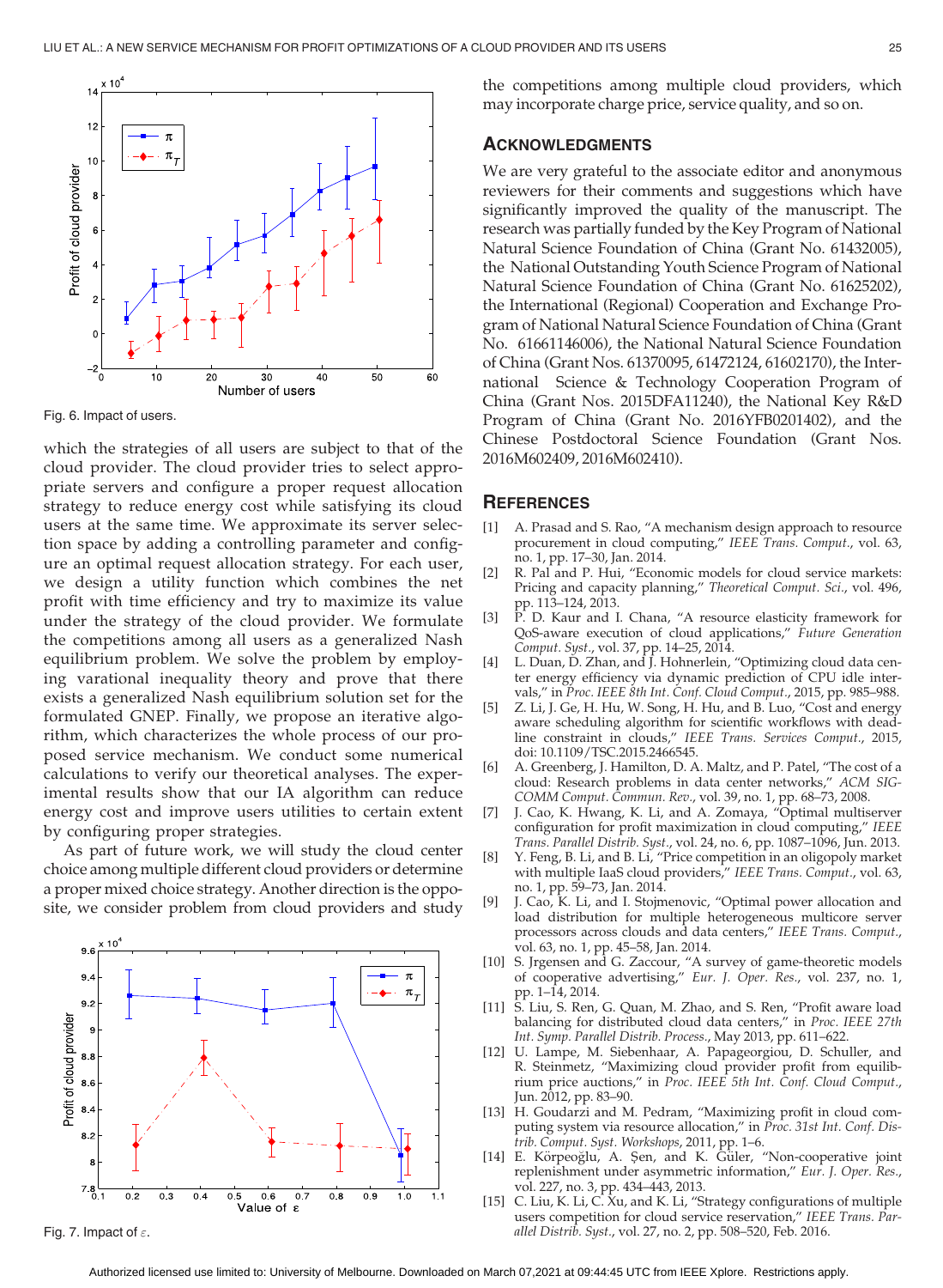Fig. 6. Impact of users.

which the strategies of all users are subject to that of the cloud provider. The cloud provider tries to select appropriate servers and configure a proper request allocation strategy to reduce energy cost while satisfying its cloud users at the same time. We approximate its server selection space by adding a controlling parameter and configure an optimal request allocation strategy. For each user, we design a utility function which combines the net profit with time efficiency and try to maximize its value under the strategy of the cloud provider. We formulate the competitions among all users as a generalized Nash equilibrium problem. We solve the problem by employing varational inequality theory and prove that there exists a generalized Nash equilibrium solution set for the formulated GNEP. Finally, we propose an iterative algorithm, which characterizes the whole process of our proposed service mechanism. We conduct some numerical calculations to verify our theoretical analyses. The experimental results show that our IA algorithm can reduce energy cost and improve users utilities to certain extent by configuring proper strategies.

As part of future work, we will study the cloud center choice among multiple different cloud providers or determine a proper mixed choice strategy. Another direction is the opposite, we consider problem from cloud providers and study the competitions among multiple cloud providers, which may incorporate charge price, service quality, and so on.

Fig. 7. Impact of $\varepsilon$.

## Acknowledgments

We are very grateful to the associate editor and anonymous reviewers for their comments and suggestions which have significantly improved the quality of the manuscript. The research was partially funded by the Key Program of National Natural Science Foundation of China (Grant No. 61432005), the National Outstanding Youth Science Program of National Natural Science Foundation of China (Grant No. 61625202), the International (Regional) Cooperation and Exchange Program of National Natural Science Foundation of China (Grant No. 61661146006), the National Natural Science Foundation of China (Grant Nos. 61370095, 61472124, 61602170), the International Science & Technology Cooperation Program of China (Grant Nos. 2015DFA11240), the National Key R&D Program of China (Grant No. 2016YFB0201402), and the Chinese Postdoctoral Science Foundation (Grant Nos. 2016M602409, 2016M602410).

## References

[1] A. Prasad and S. Rao, "A mechanism design approach to resource procurement in cloud computing," *IEEE Trans. Comput.*, vol. 63, no. 1, pp. 17–30, Jan. 2014.

[2] R. Pal and P. Hui, "Economic models for cloud service markets: Pricing and capacity planning," *Theoretical Comput. Sci.*, vol. 496, pp. 113–124, 2013.

[3] P. D. Kaur and I. Chana, "A resource elasticity framework for QoS-aware execution of cloud applications," *Future Generation Comput. Syst.*, vol. 37, pp. 14–25, 2014.

[4] L. Duan, D. Zhan, and J. Hohnerlein, "Optimizing cloud data center energy efficiency via dynamic prediction of CPU idle intervals," in *Proc. IEEE 8th Int. Conf. Cloud Comput.*, 2015, pp. 985–988.

[5] Z. Li, J. Ge, H. Hu, W. Song, H. Hu, and B. Luo, "Cost and energy aware scheduling algorithm for scientific workflows with deadline constraint in clouds," *IEEE Trans. Services Comput.*, 2015, doi: 10.1109/TSC.2015.2466545.

[6] A. Greenberg, J. Hamilton, D. A. Maltz, and P. Patel, "The cost of a cloud: Research problems in data center networks," *ACM SIGCOMM Comput. Commun. Rev.*, vol. 39, no. 1, pp. 68–73, 2008.

[7] J. Cao, K. Hwang, K. Li, and A. Zomaya, "Optimal multiserver configuration for profit maximization in cloud computing," *IEEE Trans. Parallel Distrib. Syst.*, vol. 24, no. 6, pp. 1087–1096, Jun. 2013.

[8] Y. Feng, B. Li, and B. Li, "Price competition in an oligopoly market with multiple IaaS cloud providers," *IEEE Trans. Comput.*, vol. 63, no. 1, pp. 59–73, Jan. 2014.

[9] J. Cao, K. Li, and I. Stojmenovic, "Optimal power allocation and load distribution for multiple heterogeneous multicore server processors across clouds and data centers," *IEEE Trans. Comput.*, vol. 63, no. 1, pp. 45–58, Jan. 2014.

[10] S. Jrgensen and G. Zaccour, "A survey of game-theoretic models of cooperative advertising," *Eur. J. Oper. Res.*, vol. 237, no. 1, pp. 1–14, 2014.

[11] S. Liu, S. Ren, G. Quan, M. Zhao, and S. Ren, "Profit aware load balancing for distributed cloud data centers," in *Proc. IEEE 27th Int. Symp. Parallel Distrib. Process.*, May 2013, pp. 611–622.

[12] U. Lampe, M. Siebenhaar, A. Papageorgiou, D. Schuller, and R. Steinmetz, "Maximizing cloud provider profit from equilibrium price auctions," in *Proc. IEEE 5th Int. Conf. Cloud Comput.*, Jun. 2012, pp. 83–90.

[13] H. Goudarzi and M. Pedram, "Maximizing profit in cloud computing system via resource allocation," in *Proc. 31st Int. Conf. Distrib. Comput. Syst. Workshops*, 2011, pp. 1–6.

[14] E. Körpeoğlu, A. Şen, and K. Güler, "Non-cooperative joint replenishment under asymmetric information," *Eur. J. Oper. Res.*, vol. 227, no. 3, pp. 434–443, 2013.

[15] C. Liu, K. Li, C. Xu, and K. Li, "Strategy configurations of multiple users competition for cloud service reservation," *IEEE Trans. Parallel Distrib. Syst.*, vol. 27, no. 2, pp. 508–520, Feb. 2016.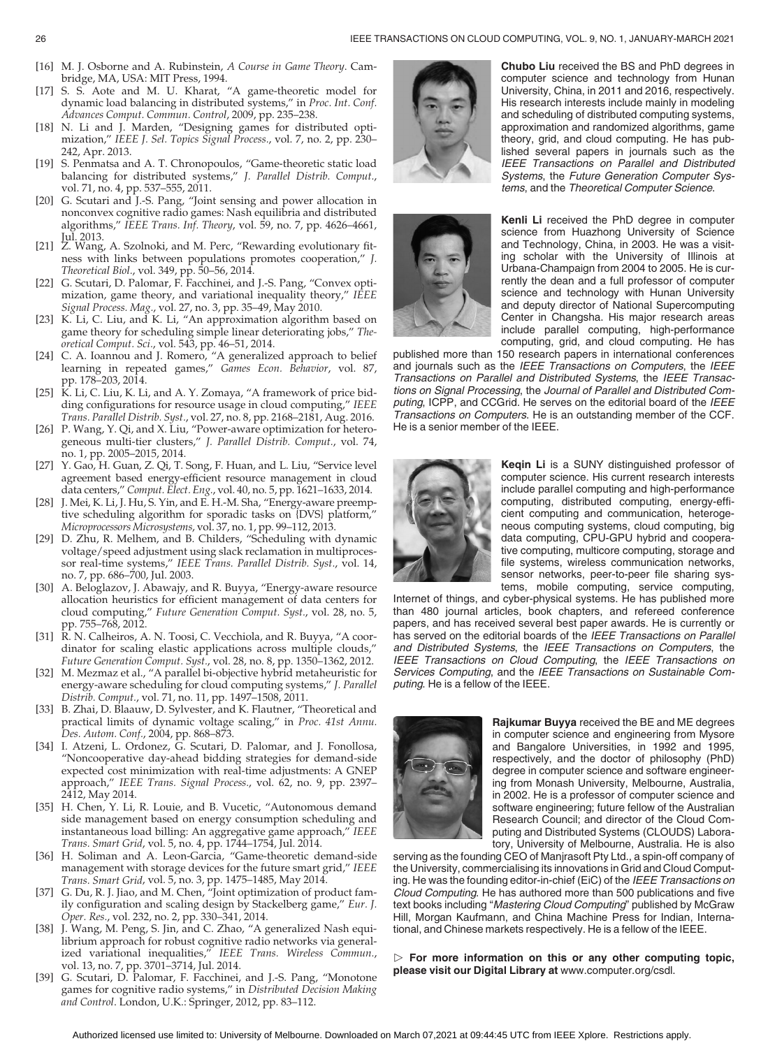[16] M. J. Osborne and A. Rubinstein, *A Course in Game Theory*. Cambridge, MA, USA: MIT Press, 1994.

[17] S. S. Aote and M. U. Kharat, "A game-theoretic model for dynamic load balancing in distributed systems," in *Proc. Int. Conf. Advances Comput. Commun. Control*, 2009, pp. 235–238.

[18] N. Li and J. Marden, "Designing games for distributed optimization," *IEEE J. Sel. Topics Signal Process.*, vol. 7, no. 2, pp. 230–242, Apr. 2013.

[19] S. Penmatsa and A. T. Chronopoulos, "Game-theoretic static load balancing for distributed systems," *J. Parallel Distrib. Comput.*, vol. 71, no. 4, pp. 537–555, 2011.

[20] G. Scutari and J.-S. Pang, "Joint sensing and power allocation in nonconvex cognitive radio games: Nash equilibria and distributed algorithms," *IEEE Trans. Inf. Theory*, vol. 59, no. 7, pp. 4626–4661, Jul. 2013.

[21] Z. Wang, A. Szolnoki, and M. Perc, "Rewarding evolutionary fitness with links between populations promotes cooperation," *J. Theoretical Biol.*, vol. 349, pp. 50–56, 2014.

[22] G. Scutari, D. Palomar, F. Facchinei, and J.-S. Pang, "Convex optimization, game theory, and variational inequality theory," *IEEE Signal Process. Mag.*, vol. 27, no. 3, pp. 35–49, May 2010.

[23] K. Li, C. Liu, and K. Li, "An approximation algorithm based on game theory for scheduling simple linear deteriorating jobs," *Theoretical Comput. Sci.*, vol. 543, pp. 46–51, 2014.

[24] C. A. Ioannou and J. Romero, "A generalized approach to belief learning in repeated games," *Games Econ. Behavior*, vol. 87, pp. 178–203, 2014.

[25] K. Li, C. Liu, K. Li, and A. Y. Zomaya, "A framework of price bidding configurations for resource usage in cloud computing," *IEEE Trans. Parallel Distrib. Syst.*, vol. 27, no. 8, pp. 2168–2181, Aug. 2016.

[26] P. Wang, Y. Qi, and X. Liu, "Power-aware optimization for heterogeneous multi-tier clusters," *J. Parallel Distrib. Comput.*, vol. 74, no. 1, pp. 2005–2015, 2014.

[27] Y. Gao, H. Guan, Z. Qi, T. Song, F. Huan, and L. Liu, "Service level agreement based energy-efficient resource management in cloud data centers," *Comput. Elect. Eng.*, vol. 40, no. 5, pp. 1621–1633, 2014.

[28] J. Mei, K. Li, J. Hu, S. Yin, and E. H.-M. Sha, "Energy-aware preemptive scheduling algorithm for sporadic tasks on {DVS} platform," *Microprocessors Microsystems*, vol. 37, no. 1, pp. 99–112, 2013.

[29] D. Zhu, R. Melhem, and B. Childers, "Scheduling with dynamic voltage/speed adjustment using slack reclamation in multiprocessor real-time systems," *IEEE Trans. Parallel Distrib. Syst.*, vol. 14, no. 7, pp. 686–700, Jul. 2003.

[30] A. Beloglazov, J. Abawajy, and R. Buyya, "Energy-aware resource allocation heuristics for efficient management of data centers for cloud computing," *Future Generation Comput. Syst.*, vol. 28, no. 5, pp. 755–768, 2012.

[31] R. N. Calheiros, A. N. Toosi, C. Vecchiola, and R. Buyya, "A coordinator for scaling elastic applications across multiple clouds," *Future Generation Comput. Syst.*, vol. 28, no. 8, pp. 1350–1362, 2012.

[32] M. Mezmaz et al., "A parallel bi-objective hybrid metaheuristic for energy-aware scheduling for cloud computing systems," *J. Parallel Distrib. Comput.*, vol. 71, no. 11, pp. 1497–1508, 2011.

[33] B. Zhai, D. Blaauw, D. Sylvester, and K. Flautner, "Theoretical and practical limits of dynamic voltage scaling," in *Proc. 41st Annu. Des. Autom. Conf.*, 2004, pp. 868–873.

[34] I. Atzeni, L. Ordonez, G. Scutari, D. Palomar, and J. Fonollosa, "Noncooperative day-ahead bidding strategies for demand-side expected cost minimization with real-time adjustments: A GNEP approach," *IEEE Trans. Signal Process.*, vol. 62, no. 9, pp. 2397–2412, May 2014.

[35] H. Chen, Y. Li, R. Louie, and B. Vucetic, "Autonomous demand side management based on energy consumption scheduling and instantaneous load billing: An aggregative game approach," *IEEE Trans. Smart Grid*, vol. 5, no. 4, pp. 1744–1754, Jul. 2014.

[36] H. Soliman and A. Leon-Garcia, "Game-theoretic demand-side management with storage devices for the future smart grid," *IEEE Trans. Smart Grid*, vol. 5, no. 3, pp. 1475–1485, May 2014.

[37] G. Du, R. J. Jiao, and M. Chen, "Joint optimization of product family configuration and scaling design by Stackelberg game," *Eur. J. Oper. Res.*, vol. 232, no. 2, pp. 330–341, 2014.

[38] J. Wang, M. Peng, S. Jin, and C. Zhao, "A generalized Nash equilibrium approach for robust cognitive radio networks via generalized variational inequalities," *IEEE Trans. Wireless Commun.*, vol. 13, no. 7, pp. 3701–3714, Jul. 2014.

[39] G. Scutari, D. Palomar, F. Facchinei, and J.-S. Pang, "Monotone games for cognitive radio systems," in *Distributed Decision Making and Control*. London, U.K.: Springer, 2012, pp. 83–112.

**Chubo Liu** received the BS and PhD degrees in computer science and technology from Hunan University, China, in 2011 and 2016, respectively. His research interests include mainly in modeling and scheduling of distributed computing systems, approximation and randomized algorithms, game theory, grid, and cloud computing. He has published several papers in journals such as the *IEEE Transactions on Parallel and Distributed Systems*, the *Future Generation Computer Systems*, and the *Theoretical Computer Science*.

**Kenli Li** received the PhD degree in computer science from Huazhong University of Science and Technology, China, in 2003. He was a visiting scholar with the University of Illinois at Urbana-Champaign from 2004 to 2005. He is currently the dean and a full professor of computer science and technology with Hunan University and deputy director of National Supercomputing Center in Changsha. His major research areas include parallel computing, high-performance computing, grid, and cloud computing. He has published more than 150 research papers in international conferences and journals such as the *IEEE Transactions on Computers*, the *IEEE Transactions on Parallel and Distributed Systems*, the *IEEE Transactions on Signal Processing*, the *Journal of Parallel and Distributed Computing*, ICPP, and CCGrid. He serves on the editorial board of the *IEEE Transactions on Computers*. He is an outstanding member of the CCF. He is a senior member of the IEEE.

**Keqin Li** is a SUNY distinguished professor of computer science. His current research interests include parallel computing and high-performance computing, distributed computing, energy-efficient computing and communication, heterogeneous computing systems, cloud computing, big data computing, CPU-GPU hybrid and cooperative computing, multicore computing, storage and file systems, wireless communication networks, sensor networks, peer-to-peer file sharing systems, mobile computing, service computing, Internet of things, and cyber-physical systems. He has published more than 480 journal articles, book chapters, and refereed conference papers, and has received several best paper awards. He is currently or has served on the editorial boards of the *IEEE Transactions on Parallel and Distributed Systems*, the *IEEE Transactions on Computers*, the *IEEE Transactions on Cloud Computing*, the *IEEE Transactions on Services Computing*, and the *IEEE Transactions on Sustainable Computing*. He is a fellow of the IEEE.

**Rajkumar Buyya** received the BE and ME degrees in computer science and engineering from Mysore and Bangalore Universities, in 1992 and 1995, respectively, and the doctor of philosophy (PhD) degree in computer science and software engineering from Monash University, Melbourne, Australia, in 2002. He is a professor of computer science and software engineering; future fellow of the Australian Research Council; and director of the Cloud Computing and Distributed Systems (CLOUDS) Laboratory, University of Melbourne, Australia. He is also serving as the founding CEO of Manjrasoft Pty Ltd., a spin-off company of the University, commercialising its innovations in Grid and Cloud Computing. He was the founding editor-in-chief (EiC) of the *IEEE Transactions on Cloud Computing*. He has authored more than 500 publications and five text books including "*Mastering Cloud Computing*" published by McGraw Hill, Morgan Kaufmann, and China Machine Press for Indian, International, and Chinese markets respectively. He is a fellow of the IEEE.

▷ **For more information on this or any other computing topic, please visit our Digital Library at** www.computer.org/csdl.